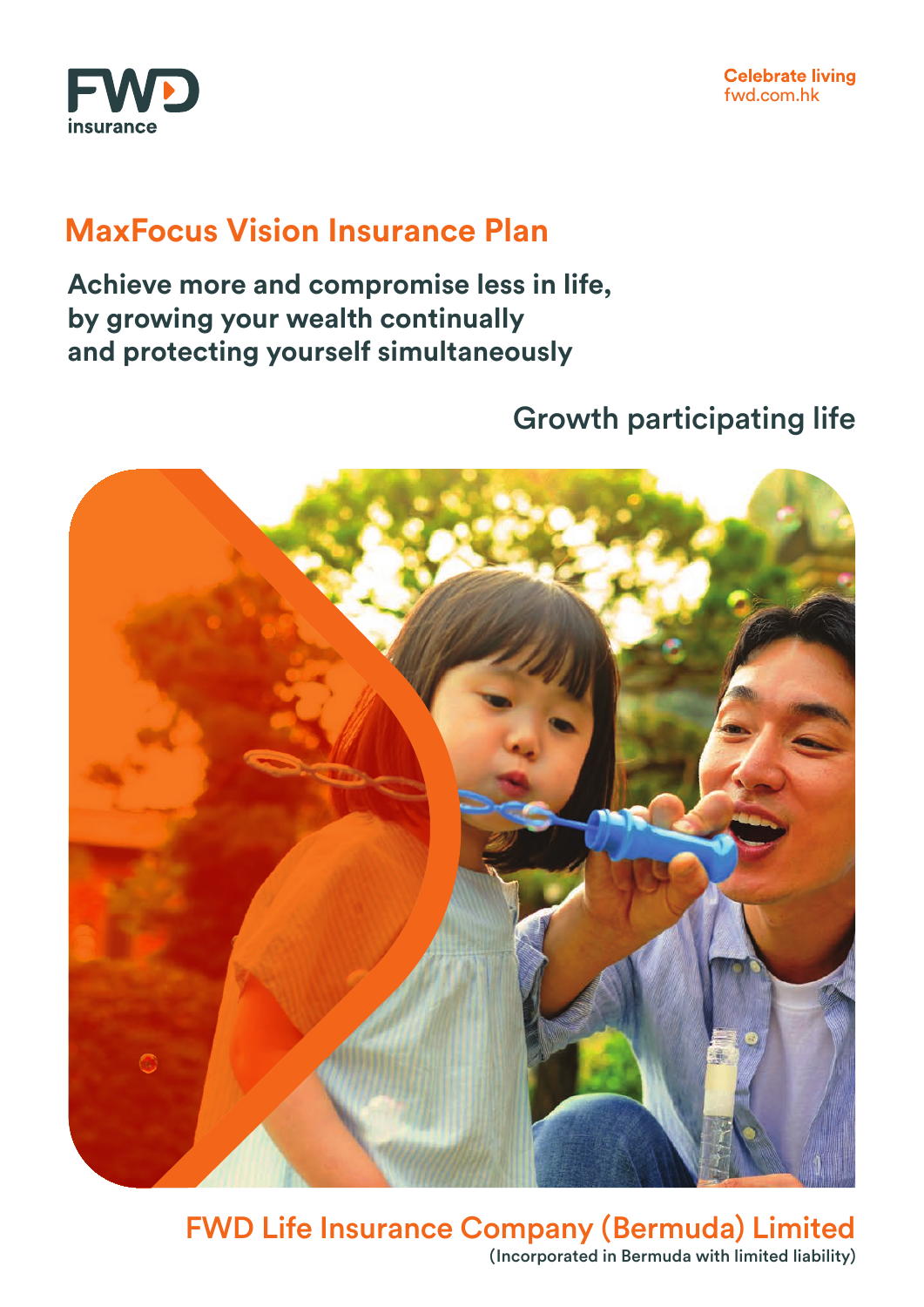FWD insurance

Celebrate living
fwd.com.hk

# MaxFocus Vision Insurance Plan

**Achieve more and compromise less in life, by growing your wealth continually and protecting yourself simultaneously**

Growth participating life

FWD Life Insurance Company (Bermuda) Limited
(Incorporated in Bermuda with limited liability)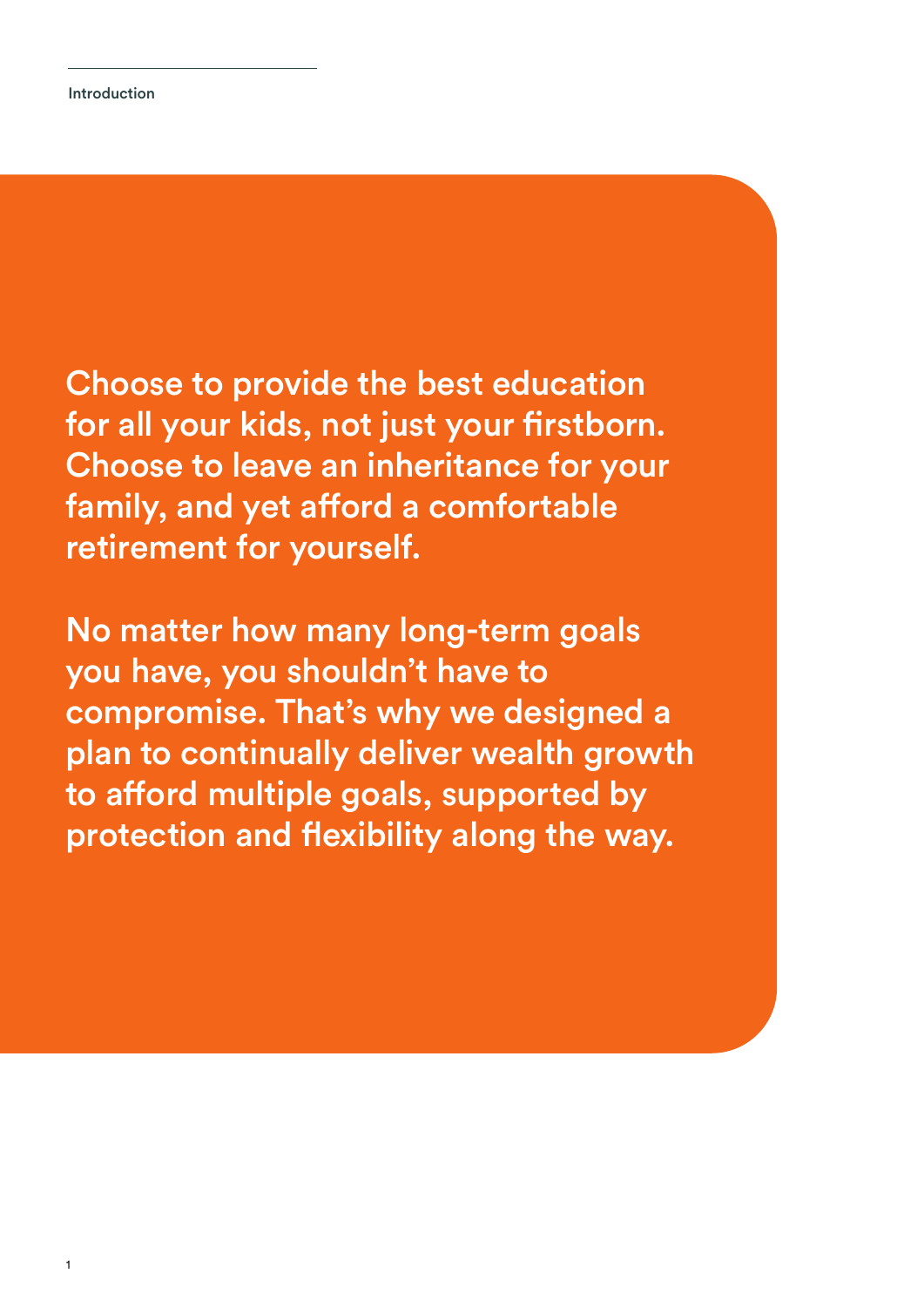## Introduction

Choose to provide the best education for all your kids, not just your firstborn. Choose to leave an inheritance for your family, and yet afford a comfortable retirement for yourself.

No matter how many long-term goals you have, you shouldn't have to compromise. That's why we designed a plan to continually deliver wealth growth to afford multiple goals, supported by protection and flexibility along the way.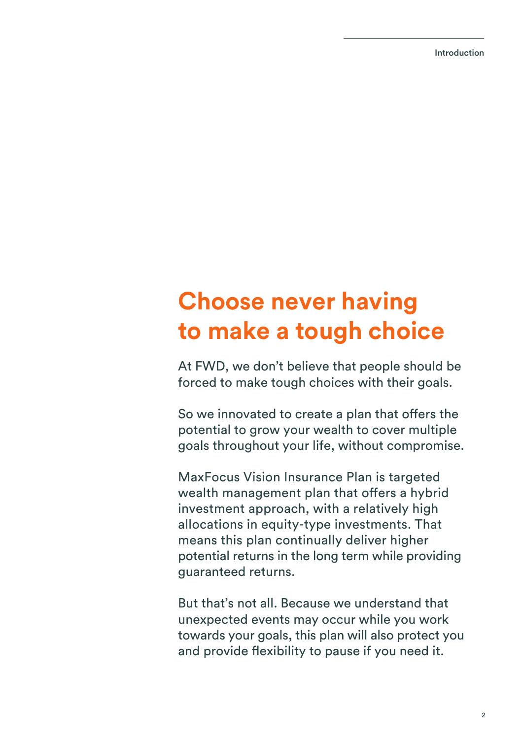# Choose never having to make a tough choice

At FWD, we don't believe that people should be forced to make tough choices with their goals.

So we innovated to create a plan that offers the potential to grow your wealth to cover multiple goals throughout your life, without compromise.

MaxFocus Vision Insurance Plan is targeted wealth management plan that offers a hybrid investment approach, with a relatively high allocations in equity-type investments. That means this plan continually deliver higher potential returns in the long term while providing guaranteed returns.

But that's not all. Because we understand that unexpected events may occur while you work towards your goals, this plan will also protect you and provide flexibility to pause if you need it.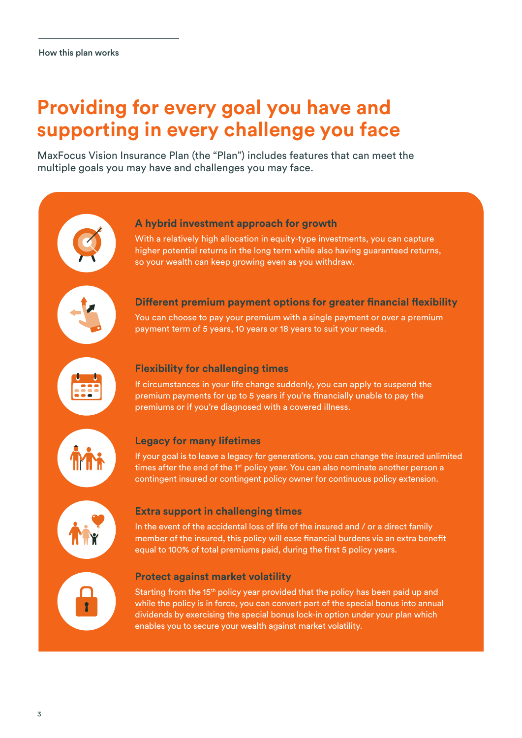# Providing for every goal you have and supporting in every challenge you face

MaxFocus Vision Insurance Plan (the "Plan") includes features that can meet the multiple goals you may have and challenges you may face.

### A hybrid investment approach for growth

With a relatively high allocation in equity-type investments, you can capture higher potential returns in the long term while also having guaranteed returns, so your wealth can keep growing even as you withdraw.

### Different premium payment options for greater financial flexibility

You can choose to pay your premium with a single payment or over a premium payment term of 5 years, 10 years or 18 years to suit your needs.

### Flexibility for challenging times

If circumstances in your life change suddenly, you can apply to suspend the premium payments for up to 5 years if you're financially unable to pay the premiums or if you're diagnosed with a covered illness.

### Legacy for many lifetimes

If your goal is to leave a legacy for generations, you can change the insured unlimited times after the end of the 1st policy year. You can also nominate another person a contingent insured or contingent policy owner for continuous policy extension.

### Extra support in challenging times

In the event of the accidental loss of life of the insured and / or a direct family member of the insured, this policy will ease financial burdens via an extra benefit equal to 100% of total premiums paid, during the first 5 policy years.

### Protect against market volatility

Starting from the 15th policy year provided that the policy has been paid up and while the policy is in force, you can convert part of the special bonus into annual dividends by exercising the special bonus lock-in option under your plan which enables you to secure your wealth against market volatility.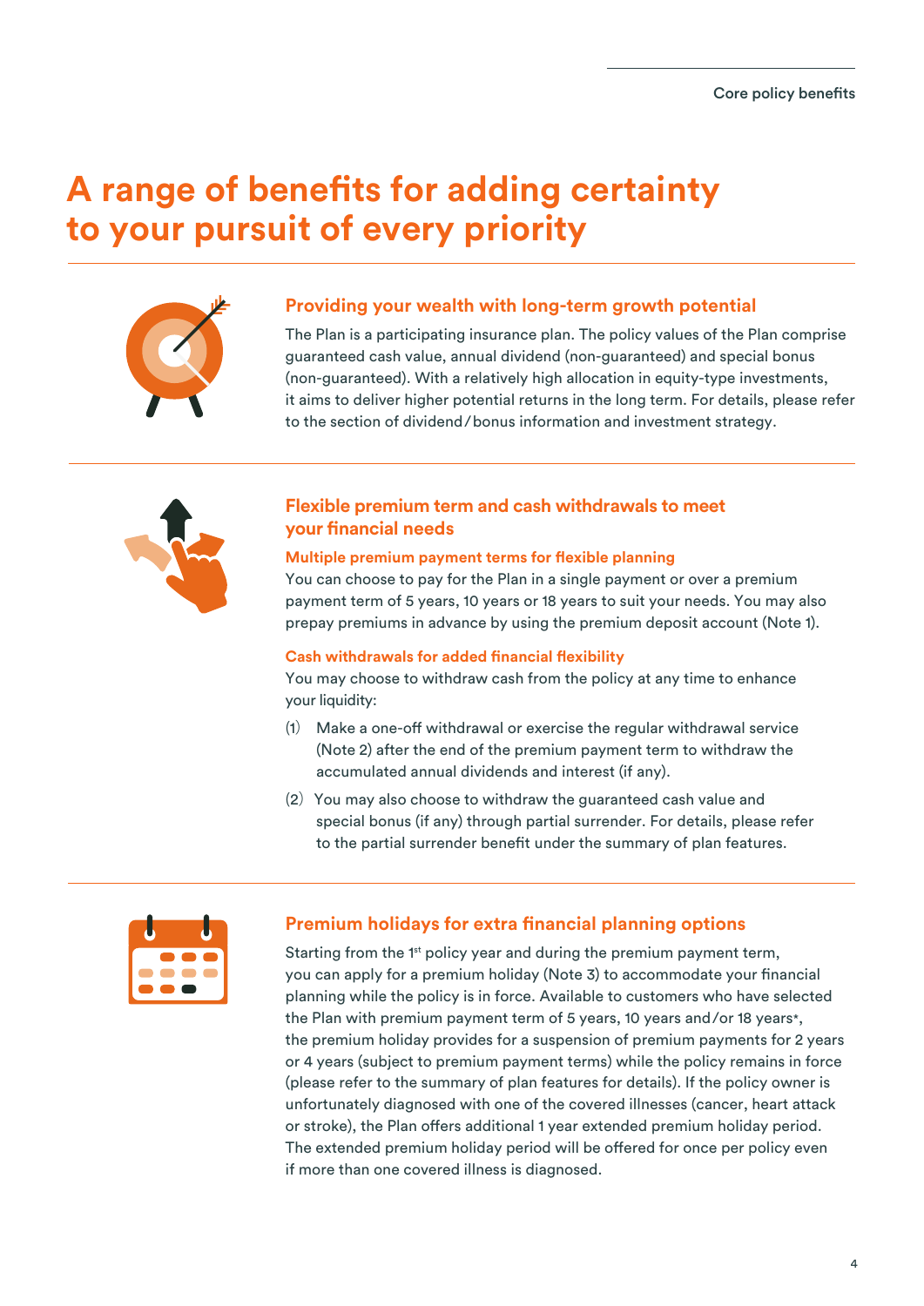# A range of benefits for adding certainty to your pursuit of every priority

## Providing your wealth with long-term growth potential

The Plan is a participating insurance plan. The policy values of the Plan comprise guaranteed cash value, annual dividend (non-guaranteed) and special bonus (non-guaranteed). With a relatively high allocation in equity-type investments, it aims to deliver higher potential returns in the long term. For details, please refer to the section of dividend/bonus information and investment strategy.

## Flexible premium term and cash withdrawals to meet your financial needs

### Multiple premium payment terms for flexible planning

You can choose to pay for the Plan in a single payment or over a premium payment term of 5 years, 10 years or 18 years to suit your needs. You may also prepay premiums in advance by using the premium deposit account (Note 1).

### Cash withdrawals for added financial flexibility

You may choose to withdraw cash from the policy at any time to enhance your liquidity:

(1) Make a one-off withdrawal or exercise the regular withdrawal service (Note 2) after the end of the premium payment term to withdraw the accumulated annual dividends and interest (if any).

(2) You may also choose to withdraw the guaranteed cash value and special bonus (if any) through partial surrender. For details, please refer to the partial surrender benefit under the summary of plan features.

## Premium holidays for extra financial planning options

Starting from the 1st policy year and during the premium payment term, you can apply for a premium holiday (Note 3) to accommodate your financial planning while the policy is in force. Available to customers who have selected the Plan with premium payment term of 5 years, 10 years and/or 18 years*, the premium holiday provides for a suspension of premium payments for 2 years or 4 years (subject to premium payment terms) while the policy remains in force (please refer to the summary of plan features for details). If the policy owner is unfortunately diagnosed with one of the covered illnesses (cancer, heart attack or stroke), the Plan offers additional 1 year extended premium holiday period. The extended premium holiday period will be offered for once per policy even if more than one covered illness is diagnosed.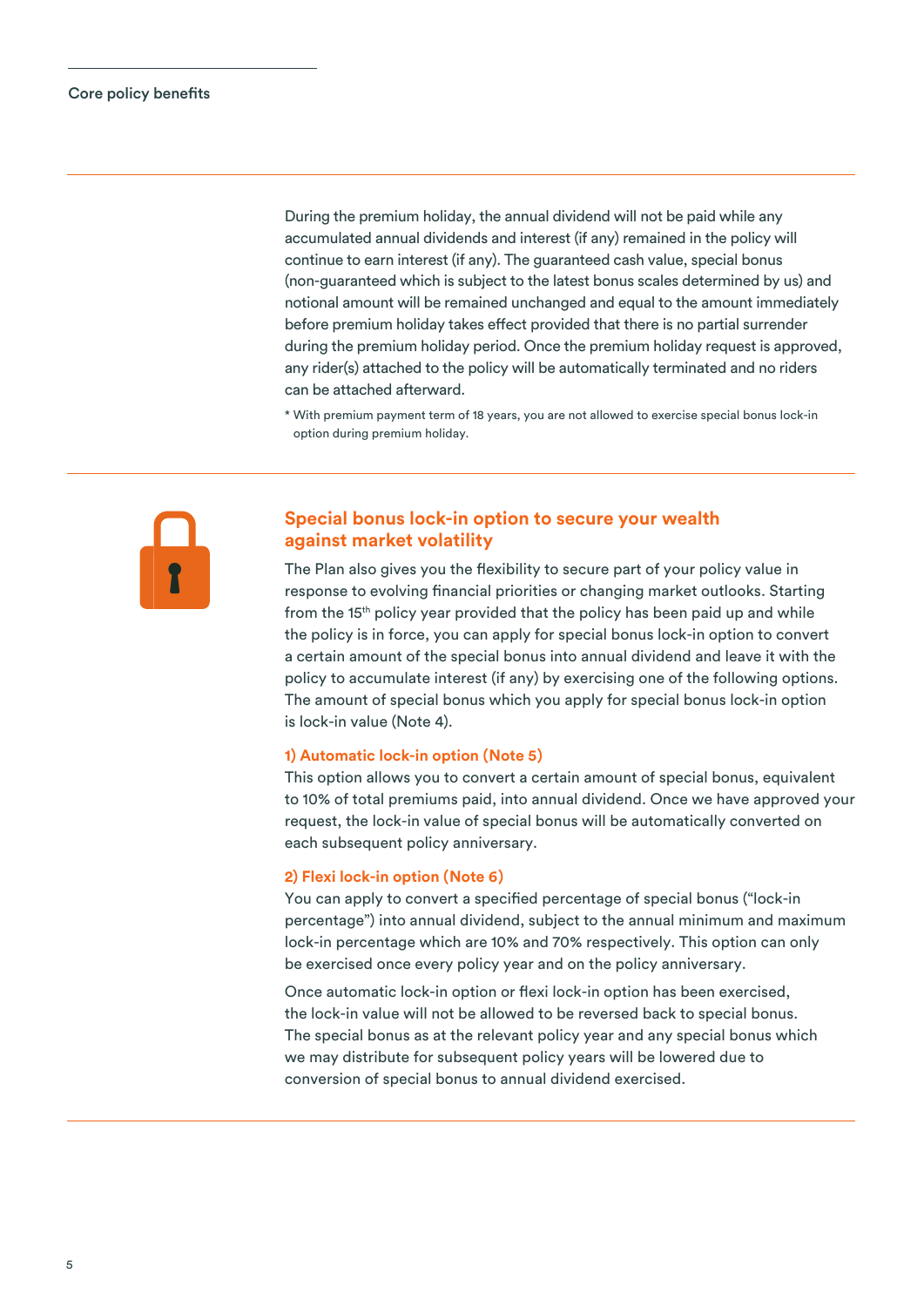Core policy benefits

During the premium holiday, the annual dividend will not be paid while any accumulated annual dividends and interest (if any) remained in the policy will continue to earn interest (if any). The guaranteed cash value, special bonus (non-guaranteed which is subject to the latest bonus scales determined by us) and notional amount will be remained unchanged and equal to the amount immediately before premium holiday takes effect provided that there is no partial surrender during the premium holiday period. Once the premium holiday request is approved, any rider(s) attached to the policy will be automatically terminated and no riders can be attached afterward.

* With premium payment term of 18 years, you are not allowed to exercise special bonus lock-in option during premium holiday.

## Special bonus lock-in option to secure your wealth against market volatility

The Plan also gives you the flexibility to secure part of your policy value in response to evolving financial priorities or changing market outlooks. Starting from the 15th policy year provided that the policy has been paid up and while the policy is in force, you can apply for special bonus lock-in option to convert a certain amount of the special bonus into annual dividend and leave it with the policy to accumulate interest (if any) by exercising one of the following options. The amount of special bonus which you apply for special bonus lock-in option is lock-in value (Note 4).

### 1) Automatic lock-in option (Note 5)

This option allows you to convert a certain amount of special bonus, equivalent to 10% of total premiums paid, into annual dividend. Once we have approved your request, the lock-in value of special bonus will be automatically converted on each subsequent policy anniversary.

### 2) Flexi lock-in option (Note 6)

You can apply to convert a specified percentage of special bonus ("lock-in percentage") into annual dividend, subject to the annual minimum and maximum lock-in percentage which are 10% and 70% respectively. This option can only be exercised once every policy year and on the policy anniversary.

Once automatic lock-in option or flexi lock-in option has been exercised, the lock-in value will not be allowed to be reversed back to special bonus. The special bonus as at the relevant policy year and any special bonus which we may distribute for subsequent policy years will be lowered due to conversion of special bonus to annual dividend exercised.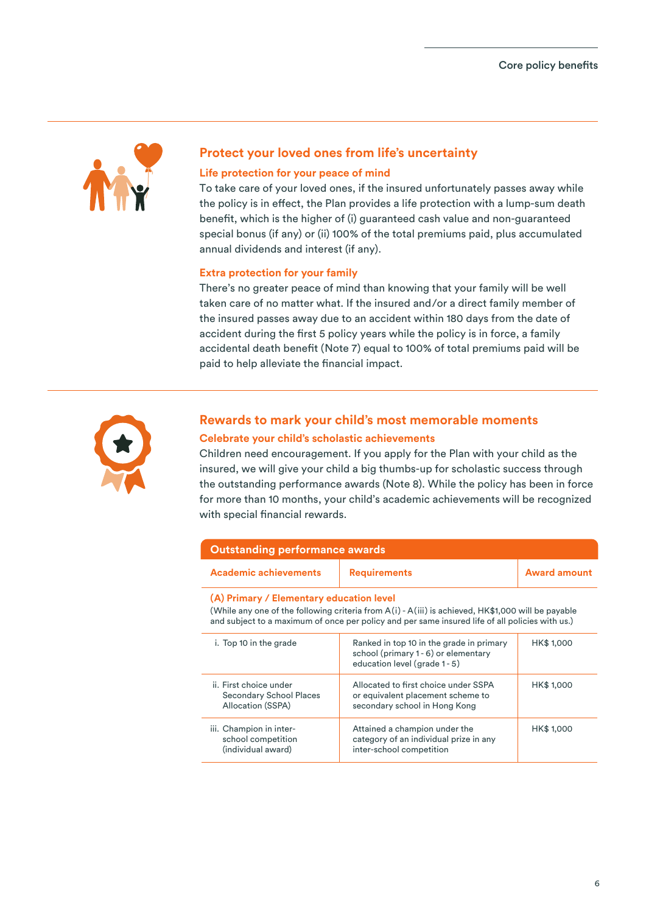## Protect your loved ones from life's uncertainty

### Life protection for your peace of mind

To take care of your loved ones, if the insured unfortunately passes away while the policy is in effect, the Plan provides a life protection with a lump-sum death benefit, which is the higher of (i) guaranteed cash value and non-guaranteed special bonus (if any) or (ii) 100% of the total premiums paid, plus accumulated annual dividends and interest (if any).

### Extra protection for your family

There's no greater peace of mind than knowing that your family will be well taken care of no matter what. If the insured and/or a direct family member of the insured passes away due to an accident within 180 days from the date of accident during the first 5 policy years while the policy is in force, a family accidental death benefit (Note 7) equal to 100% of total premiums paid will be paid to help alleviate the financial impact.

## Rewards to mark your child's most memorable moments

### Celebrate your child's scholastic achievements

Children need encouragement. If you apply for the Plan with your child as the insured, we will give your child a big thumbs-up for scholastic success through the outstanding performance awards (Note 8). While the policy has been in force for more than 10 months, your child's academic achievements will be recognized with special financial rewards.

**Outstanding performance awards**

| Academic achievements | Requirements | Award amount |
|---|---|---|
| **(A) Primary / Elementary education level**<br>(While any one of the following criteria from A(i) - A(iii) is achieved, HK$1,000 will be payable and subject to a maximum of once per policy and per same insured life of all policies with us.) | | |
| i. Top 10 in the grade | Ranked in top 10 in the grade in primary school (primary 1 - 6) or elementary education level (grade 1 - 5) | HK$ 1,000 |
| ii. First choice under Secondary School Places Allocation (SSPA) | Allocated to first choice under SSPA or equivalent placement scheme to secondary school in Hong Kong | HK$ 1,000 |
| iii. Champion in inter-school competition (individual award) | Attained a champion under the category of an individual prize in any inter-school competition | HK$ 1,000 |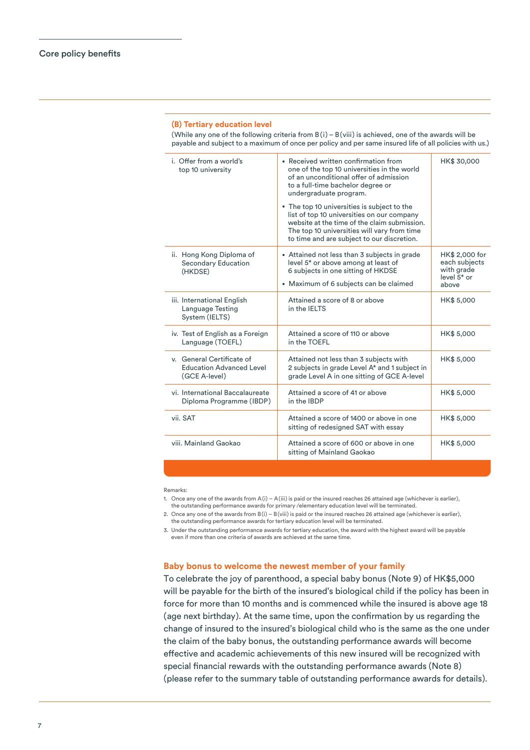## Core policy benefits

### (B) Tertiary education level

(While any one of the following criteria from B(i) – B(viii) is achieved, one of the awards will be payable and subject to a maximum of once per policy and per same insured life of all policies with us.)

| | | |
|---|---|---|
| i. Offer from a world's top 10 university | • Received written confirmation from one of the top 10 universities in the world of an unconditional offer of admission to a full-time bachelor degree or undergraduate program.<br>• The top 10 universities is subject to the list of top 10 universities on our company website at the time of the claim submission. The top 10 universities will vary from time to time and are subject to our discretion. | HK$ 30,000 |
| ii. Hong Kong Diploma of Secondary Education (HKDSE) | • Attained not less than 3 subjects in grade level 5* or above among at least of 6 subjects in one sitting of HKDSE<br>• Maximum of 6 subjects can be claimed | HK$ 2,000 for each subjects with grade level 5* or above |
| iii. International English Language Testing System (IELTS) | Attained a score of 8 or above in the IELTS | HK$ 5,000 |
| iv. Test of English as a Foreign Language (TOEFL) | Attained a score of 110 or above in the TOEFL | HK$ 5,000 |
| v. General Certificate of Education Advanced Level (GCE A-level) | Attained not less than 3 subjects with 2 subjects in grade Level A* and 1 subject in grade Level A in one sitting of GCE A-level | HK$ 5,000 |
| vi. International Baccalaureate Diploma Programme (IBDP) | Attained a score of 41 or above in the IBDP | HK$ 5,000 |
| vii. SAT | Attained a score of 1400 or above in one sitting of redesigned SAT with essay | HK$ 5,000 |
| viii. Mainland Gaokao | Attained a score of 600 or above in one sitting of Mainland Gaokao | HK$ 5,000 |

Remarks:

1. Once any one of the awards from A(i) – A(iii) is paid or the insured reaches 26 attained age (whichever is earlier), the outstanding performance awards for primary /elementary education level will be terminated.
2. Once any one of the awards from B(i) – B(viii) is paid or the insured reaches 26 attained age (whichever is earlier), the outstanding performance awards for tertiary education level will be terminated.
3. Under the outstanding performance awards for tertiary education, the award with the highest award will be payable even if more than one criteria of awards are achieved at the same time.

### Baby bonus to welcome the newest member of your family

To celebrate the joy of parenthood, a special baby bonus (Note 9) of HK$5,000 will be payable for the birth of the insured's biological child if the policy has been in force for more than 10 months and is commenced while the insured is above age 18 (age next birthday). At the same time, upon the confirmation by us regarding the change of insured to the insured's biological child who is the same as the one under the claim of the baby bonus, the outstanding performance awards will become effective and academic achievements of this new insured will be recognized with special financial rewards with the outstanding performance awards (Note 8) (please refer to the summary table of outstanding performance awards for details).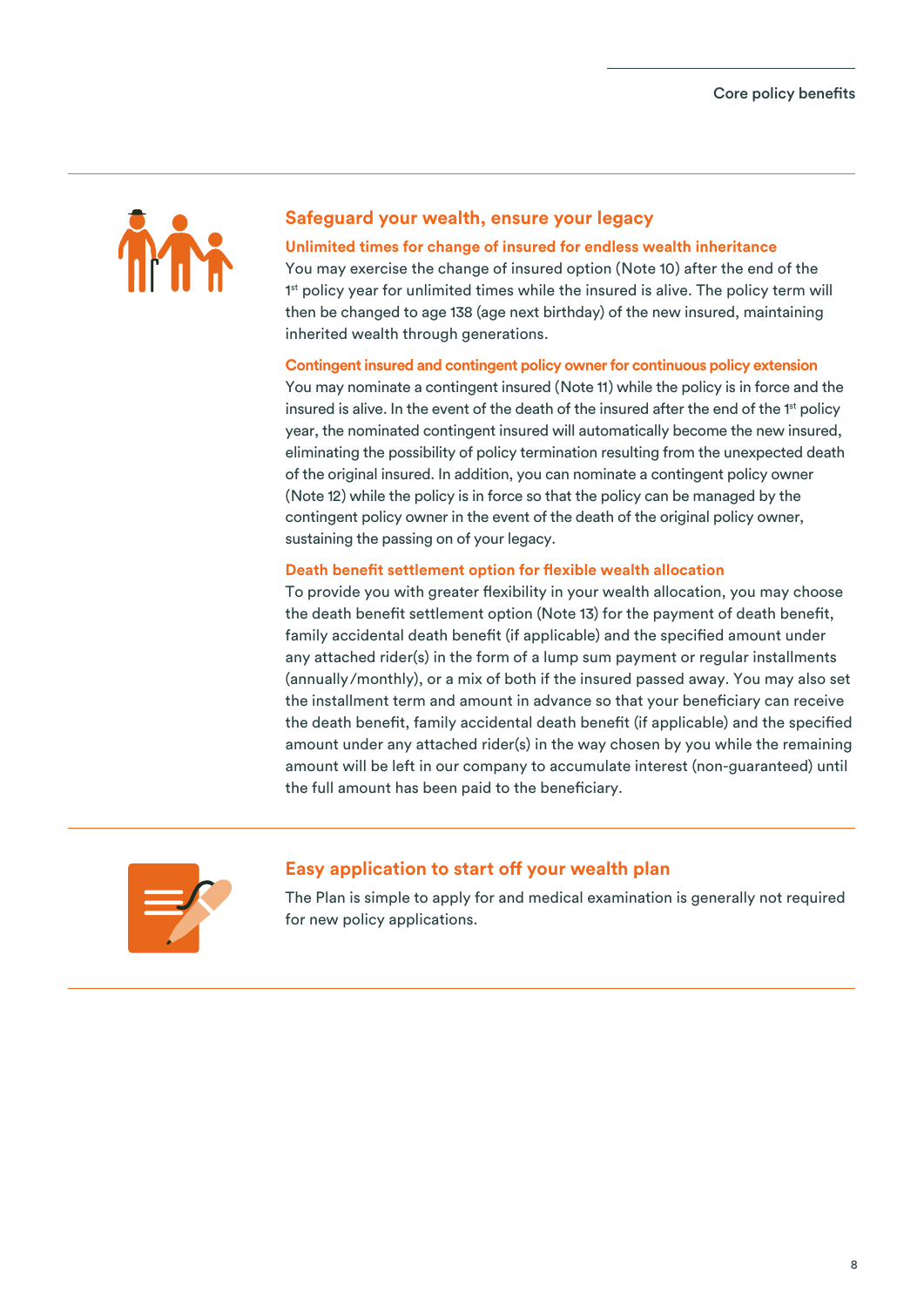## Safeguard your wealth, ensure your legacy

### Unlimited times for change of insured for endless wealth inheritance

You may exercise the change of insured option (Note 10) after the end of the 1st policy year for unlimited times while the insured is alive. The policy term will then be changed to age 138 (age next birthday) of the new insured, maintaining inherited wealth through generations.

### Contingent insured and contingent policy owner for continuous policy extension

You may nominate a contingent insured (Note 11) while the policy is in force and the insured is alive. In the event of the death of the insured after the end of the 1st policy year, the nominated contingent insured will automatically become the new insured, eliminating the possibility of policy termination resulting from the unexpected death of the original insured. In addition, you can nominate a contingent policy owner (Note 12) while the policy is in force so that the policy can be managed by the contingent policy owner in the event of the death of the original policy owner, sustaining the passing on of your legacy.

### Death benefit settlement option for flexible wealth allocation

To provide you with greater flexibility in your wealth allocation, you may choose the death benefit settlement option (Note 13) for the payment of death benefit, family accidental death benefit (if applicable) and the specified amount under any attached rider(s) in the form of a lump sum payment or regular installments (annually/monthly), or a mix of both if the insured passed away. You may also set the installment term and amount in advance so that your beneficiary can receive the death benefit, family accidental death benefit (if applicable) and the specified amount under any attached rider(s) in the way chosen by you while the remaining amount will be left in our company to accumulate interest (non-guaranteed) until the full amount has been paid to the beneficiary.

## Easy application to start off your wealth plan

The Plan is simple to apply for and medical examination is generally not required for new policy applications.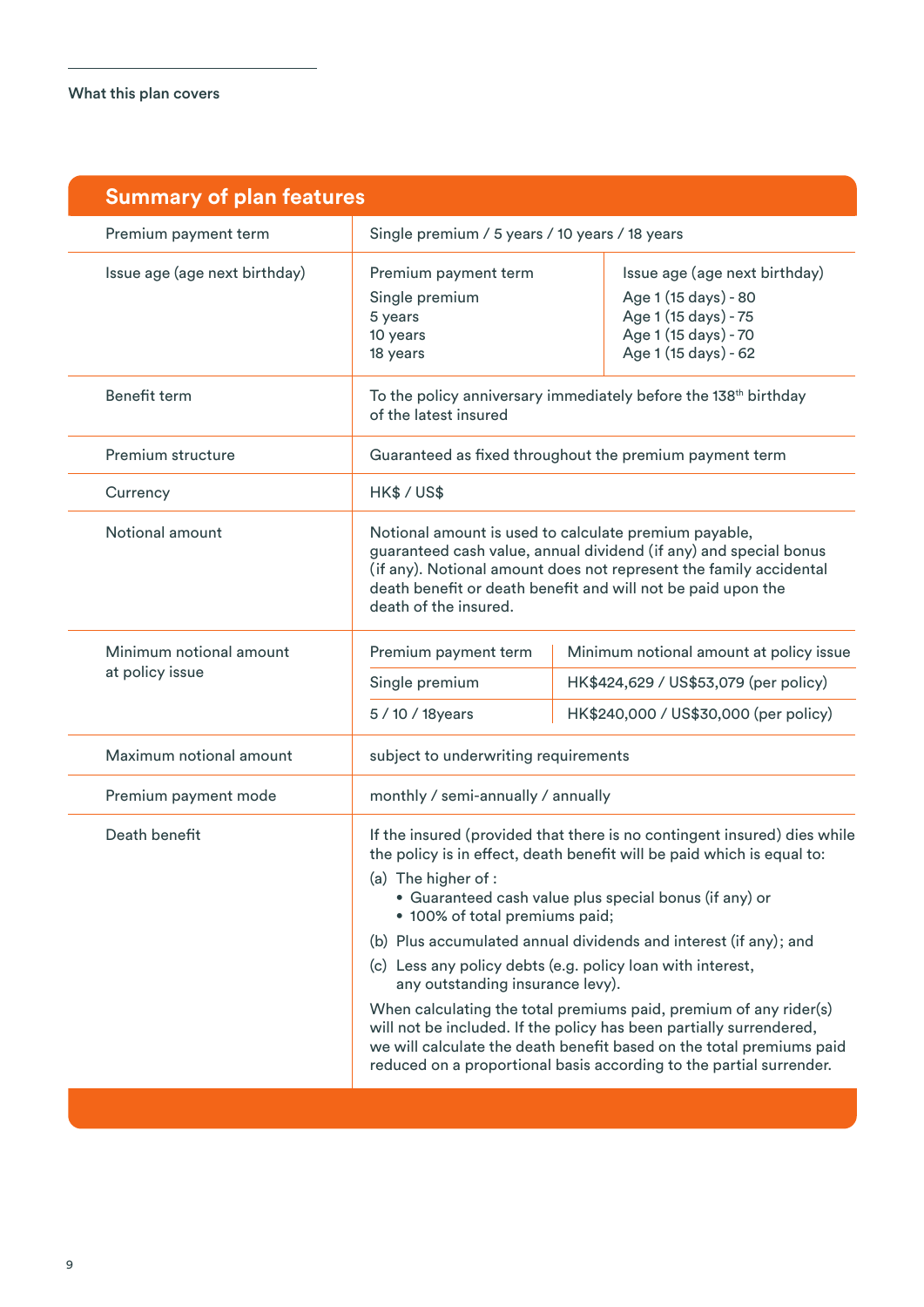What this plan covers

## Summary of plan features

| | |
|---|---|
| Premium payment term | Single premium / 5 years / 10 years / 18 years |
| Issue age (age next birthday) | **Premium payment term** / **Issue age (age next birthday)**<br>Single premium: Age 1 (15 days) - 80<br>5 years: Age 1 (15 days) - 75<br>10 years: Age 1 (15 days) - 70<br>18 years: Age 1 (15 days) - 62 |
| Benefit term | To the policy anniversary immediately before the 138th birthday of the latest insured |
| Premium structure | Guaranteed as fixed throughout the premium payment term |
| Currency | HK$ / US$ |
| Notional amount | Notional amount is used to calculate premium payable, guaranteed cash value, annual dividend (if any) and special bonus (if any). Notional amount does not represent the family accidental death benefit or death benefit and will not be paid upon the death of the insured. |
| Minimum notional amount at policy issue | **Premium payment term** / **Minimum notional amount at policy issue**<br>Single premium: HK$424,629 / US$53,079 (per policy)<br>5 / 10 / 18years: HK$240,000 / US$30,000 (per policy) |
| Maximum notional amount | subject to underwriting requirements |
| Premium payment mode | monthly / semi-annually / annually |
| Death benefit | If the insured (provided that there is no contingent insured) dies while the policy is in effect, death benefit will be paid which is equal to:<br>(a) The higher of :<br>• Guaranteed cash value plus special bonus (if any) or<br>• 100% of total premiums paid;<br>(b) Plus accumulated annual dividends and interest (if any); and<br>(c) Less any policy debts (e.g. policy loan with interest, any outstanding insurance levy).<br>When calculating the total premiums paid, premium of any rider(s) will not be included. If the policy has been partially surrendered, we will calculate the death benefit based on the total premiums paid reduced on a proportional basis according to the partial surrender. |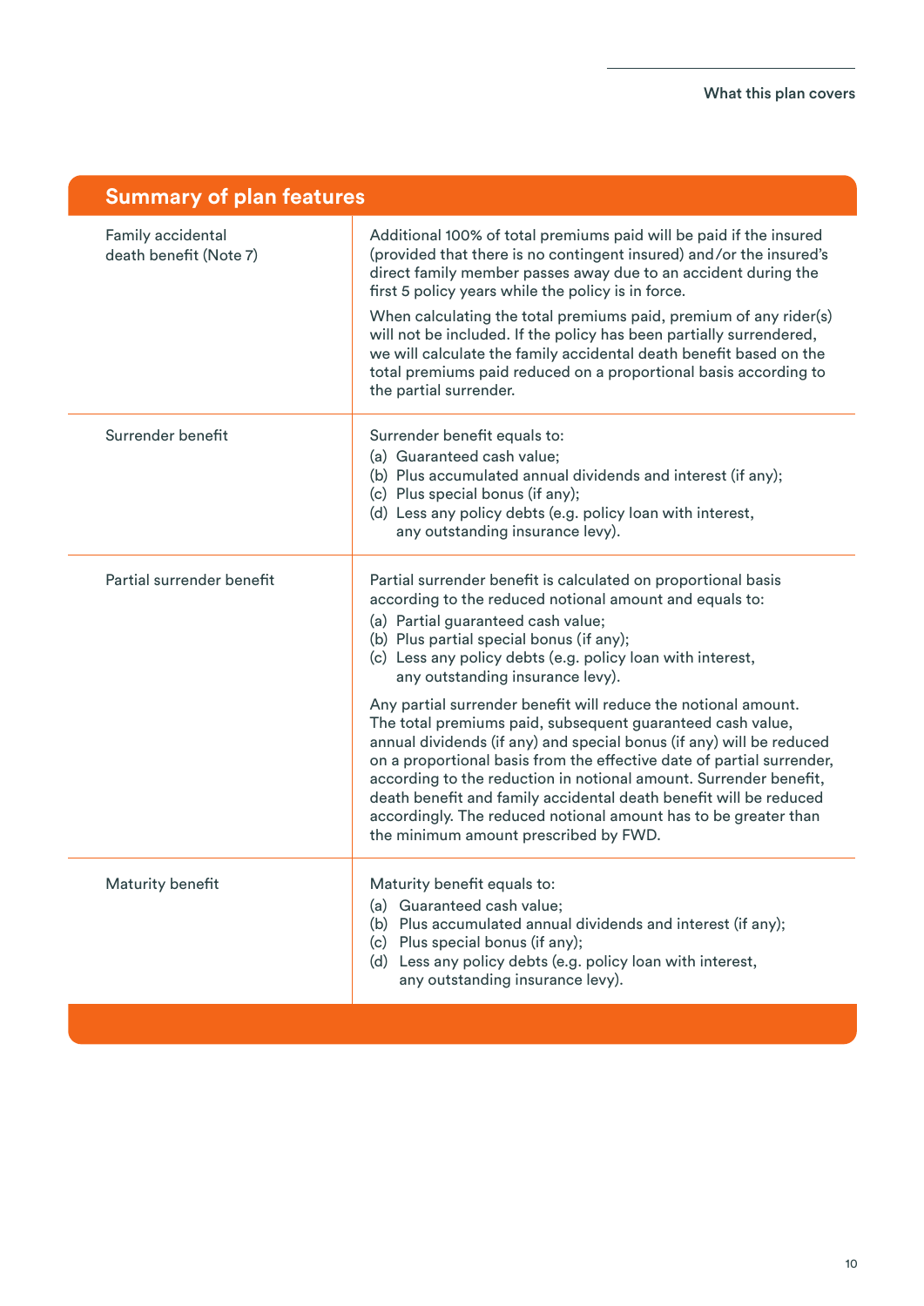## Summary of plan features

| | |
|---|---|
| Family accidental death benefit (Note 7) | Additional 100% of total premiums paid will be paid if the insured (provided that there is no contingent insured) and/or the insured's direct family member passes away due to an accident during the first 5 policy years while the policy is in force.<br><br>When calculating the total premiums paid, premium of any rider(s) will not be included. If the policy has been partially surrendered, we will calculate the family accidental death benefit based on the total premiums paid reduced on a proportional basis according to the partial surrender. |
| Surrender benefit | Surrender benefit equals to:<br>(a) Guaranteed cash value;<br>(b) Plus accumulated annual dividends and interest (if any);<br>(c) Plus special bonus (if any);<br>(d) Less any policy debts (e.g. policy loan with interest, any outstanding insurance levy). |
| Partial surrender benefit | Partial surrender benefit is calculated on proportional basis according to the reduced notional amount and equals to:<br>(a) Partial guaranteed cash value;<br>(b) Plus partial special bonus (if any);<br>(c) Less any policy debts (e.g. policy loan with interest, any outstanding insurance levy).<br><br>Any partial surrender benefit will reduce the notional amount. The total premiums paid, subsequent guaranteed cash value, annual dividends (if any) and special bonus (if any) will be reduced on a proportional basis from the effective date of partial surrender, according to the reduction in notional amount. Surrender benefit, death benefit and family accidental death benefit will be reduced accordingly. The reduced notional amount has to be greater than the minimum amount prescribed by FWD. |
| Maturity benefit | Maturity benefit equals to:<br>(a) Guaranteed cash value;<br>(b) Plus accumulated annual dividends and interest (if any);<br>(c) Plus special bonus (if any);<br>(d) Less any policy debts (e.g. policy loan with interest, any outstanding insurance levy). |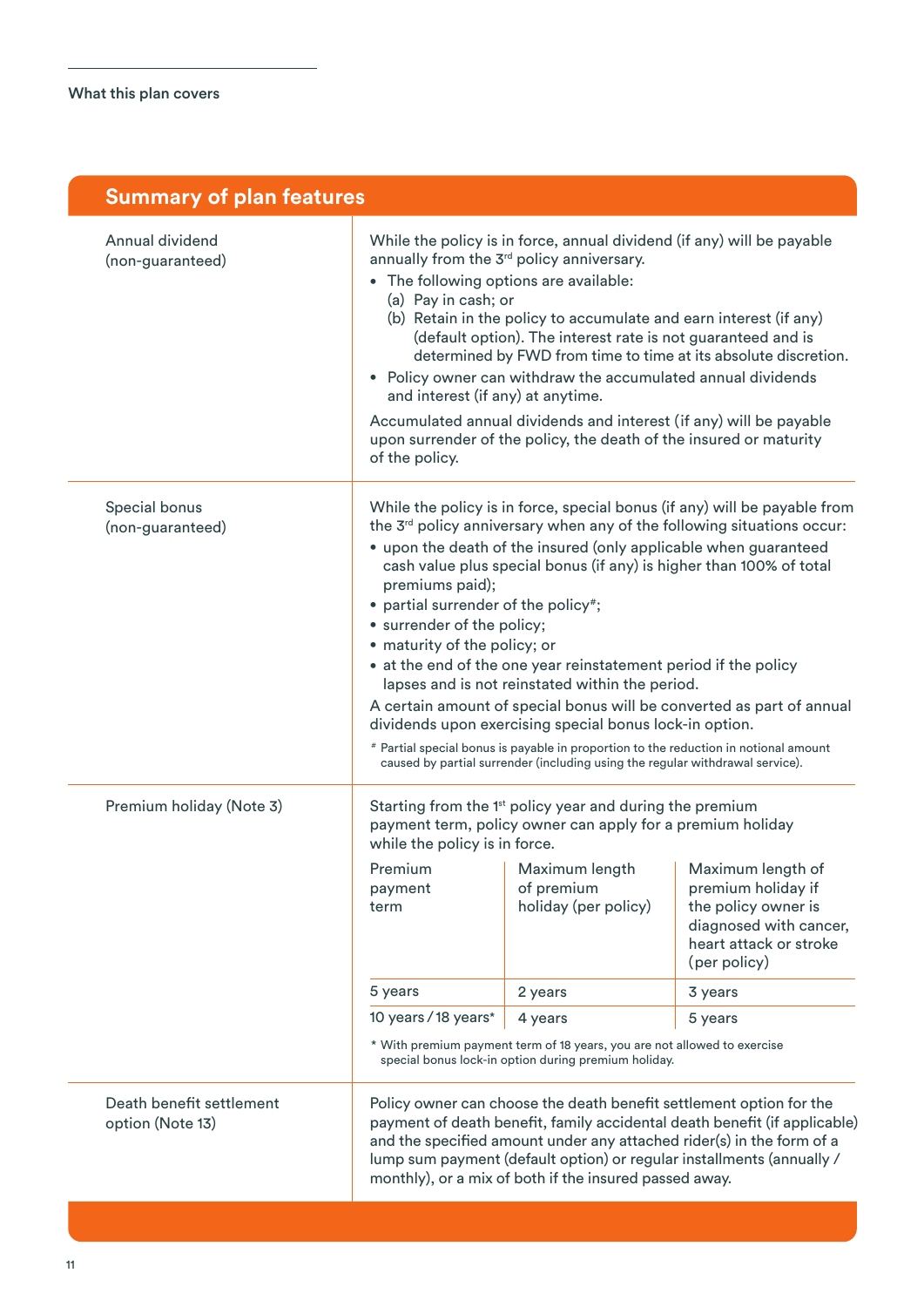What this plan covers

## Summary of plan features

**Annual dividend (non-guaranteed)**

While the policy is in force, annual dividend (if any) will be payable annually from the 3rd policy anniversary.

- The following options are available:
  - (a) Pay in cash; or
  - (b) Retain in the policy to accumulate and earn interest (if any) (default option). The interest rate is not guaranteed and is determined by FWD from time to time at its absolute discretion.
- Policy owner can withdraw the accumulated annual dividends and interest (if any) at anytime.

Accumulated annual dividends and interest (if any) will be payable upon surrender of the policy, the death of the insured or maturity of the policy.

**Special bonus (non-guaranteed)**

While the policy is in force, special bonus (if any) will be payable from the 3rd policy anniversary when any of the following situations occur:

- upon the death of the insured (only applicable when guaranteed cash value plus special bonus (if any) is higher than 100% of total premiums paid);
- partial surrender of the policy#;
- surrender of the policy;
- maturity of the policy; or
- at the end of the one year reinstatement period if the policy lapses and is not reinstated within the period.

A certain amount of special bonus will be converted as part of annual dividends upon exercising special bonus lock-in option.

# Partial special bonus is payable in proportion to the reduction in notional amount caused by partial surrender (including using the regular withdrawal service).

**Premium holiday (Note 3)**

Starting from the 1st policy year and during the premium payment term, policy owner can apply for a premium holiday while the policy is in force.

| Premium payment term | Maximum length of premium holiday (per policy) | Maximum length of premium holiday if the policy owner is diagnosed with cancer, heart attack or stroke (per policy) |
|---|---|---|
| 5 years | 2 years | 3 years |
| 10 years / 18 years* | 4 years | 5 years |

\* With premium payment term of 18 years, you are not allowed to exercise special bonus lock-in option during premium holiday.

**Death benefit settlement option (Note 13)**

Policy owner can choose the death benefit settlement option for the payment of death benefit, family accidental death benefit (if applicable) and the specified amount under any attached rider(s) in the form of a lump sum payment (default option) or regular installments (annually / monthly), or a mix of both if the insured passed away.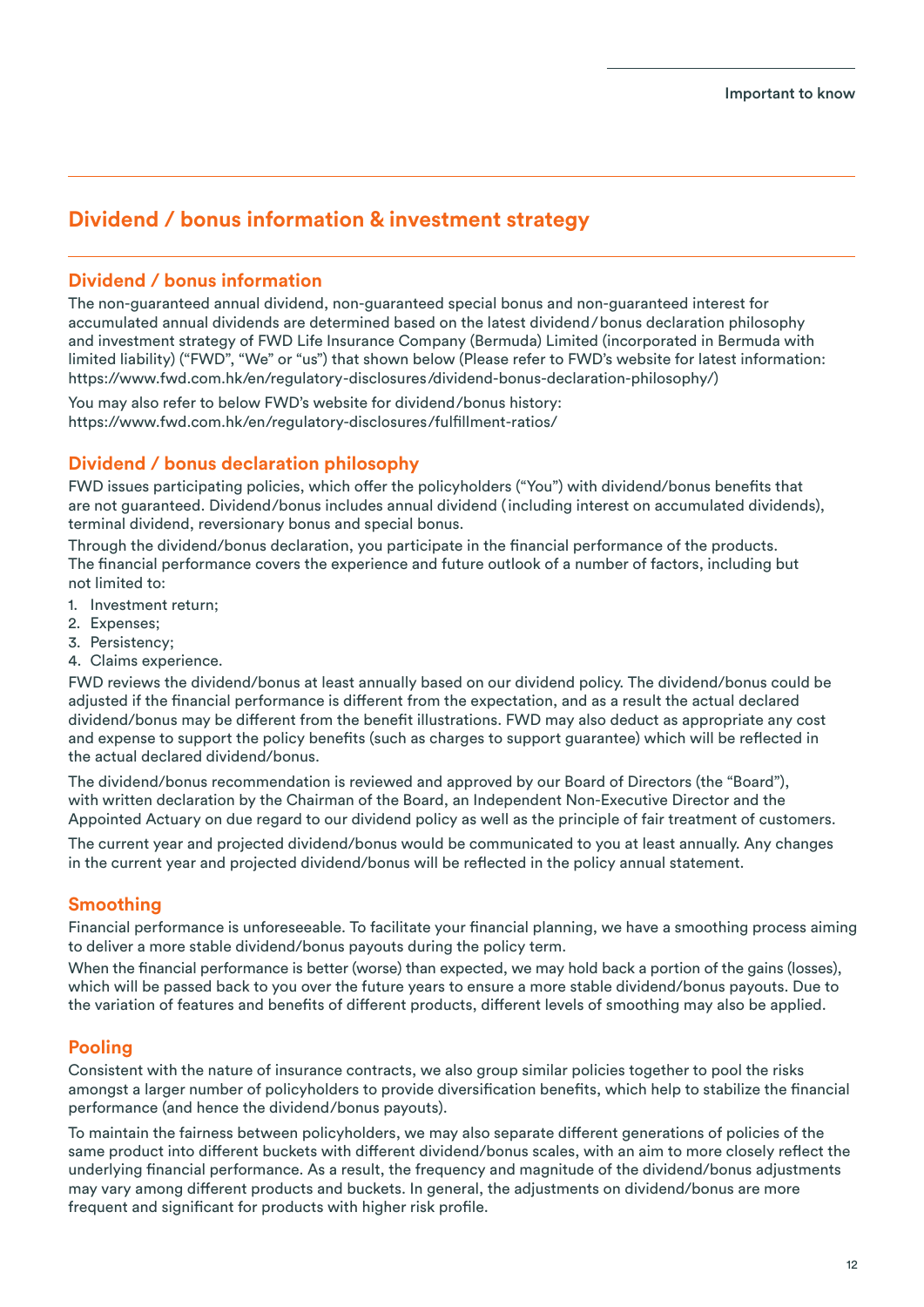## Dividend / bonus information & investment strategy

### Dividend / bonus information

The non-guaranteed annual dividend, non-guaranteed special bonus and non-guaranteed interest for accumulated annual dividends are determined based on the latest dividend / bonus declaration philosophy and investment strategy of FWD Life Insurance Company (Bermuda) Limited (incorporated in Bermuda with limited liability) ("FWD", "We" or "us") that shown below (Please refer to FWD's website for latest information: https://www.fwd.com.hk/en/regulatory-disclosures/dividend-bonus-declaration-philosophy/)

You may also refer to below FWD's website for dividend/bonus history:
https://www.fwd.com.hk/en/regulatory-disclosures/fulfillment-ratios/

### Dividend / bonus declaration philosophy

FWD issues participating policies, which offer the policyholders ("You") with dividend/bonus benefits that are not guaranteed. Dividend/bonus includes annual dividend (including interest on accumulated dividends), terminal dividend, reversionary bonus and special bonus.

Through the dividend/bonus declaration, you participate in the financial performance of the products. The financial performance covers the experience and future outlook of a number of factors, including but not limited to:

1. Investment return;
2. Expenses;
3. Persistency;
4. Claims experience.

FWD reviews the dividend/bonus at least annually based on our dividend policy. The dividend/bonus could be adjusted if the financial performance is different from the expectation, and as a result the actual declared dividend/bonus may be different from the benefit illustrations. FWD may also deduct as appropriate any cost and expense to support the policy benefits (such as charges to support guarantee) which will be reflected in the actual declared dividend/bonus.

The dividend/bonus recommendation is reviewed and approved by our Board of Directors (the "Board"), with written declaration by the Chairman of the Board, an Independent Non-Executive Director and the Appointed Actuary on due regard to our dividend policy as well as the principle of fair treatment of customers.

The current year and projected dividend/bonus would be communicated to you at least annually. Any changes in the current year and projected dividend/bonus will be reflected in the policy annual statement.

### Smoothing

Financial performance is unforeseeable. To facilitate your financial planning, we have a smoothing process aiming to deliver a more stable dividend/bonus payouts during the policy term.

When the financial performance is better (worse) than expected, we may hold back a portion of the gains (losses), which will be passed back to you over the future years to ensure a more stable dividend/bonus payouts. Due to the variation of features and benefits of different products, different levels of smoothing may also be applied.

### Pooling

Consistent with the nature of insurance contracts, we also group similar policies together to pool the risks amongst a larger number of policyholders to provide diversification benefits, which help to stabilize the financial performance (and hence the dividend/bonus payouts).

To maintain the fairness between policyholders, we may also separate different generations of policies of the same product into different buckets with different dividend/bonus scales, with an aim to more closely reflect the underlying financial performance. As a result, the frequency and magnitude of the dividend/bonus adjustments may vary among different products and buckets. In general, the adjustments on dividend/bonus are more frequent and significant for products with higher risk profile.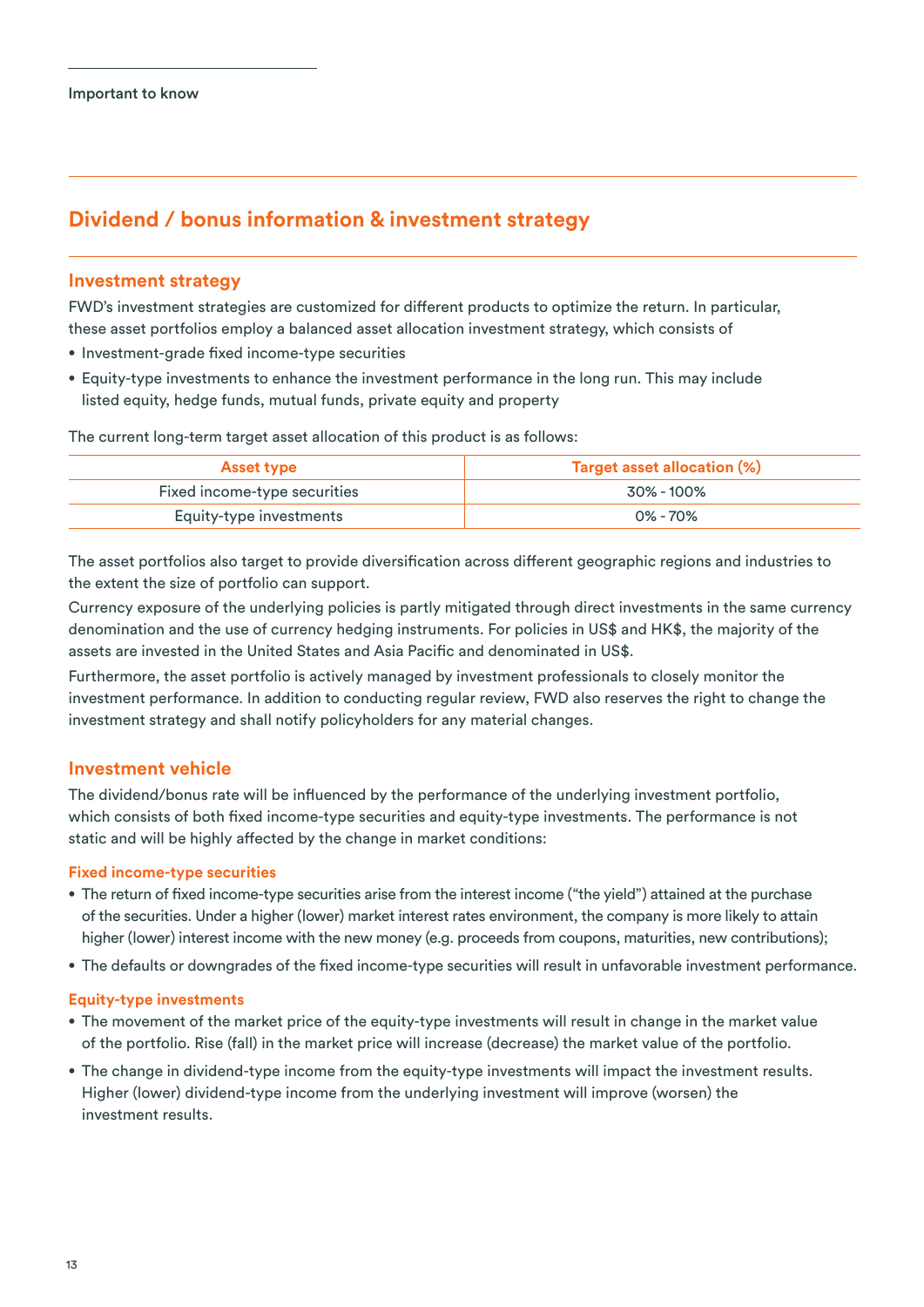Important to know

# Dividend / bonus information & investment strategy

## Investment strategy

FWD's investment strategies are customized for different products to optimize the return. In particular, these asset portfolios employ a balanced asset allocation investment strategy, which consists of

- Investment-grade fixed income-type securities
- Equity-type investments to enhance the investment performance in the long run. This may include listed equity, hedge funds, mutual funds, private equity and property

The current long-term target asset allocation of this product is as follows:

| Asset type | Target asset allocation (%) |
|---|---|
| Fixed income-type securities | 30% - 100% |
| Equity-type investments | 0% - 70% |

The asset portfolios also target to provide diversification across different geographic regions and industries to the extent the size of portfolio can support.

Currency exposure of the underlying policies is partly mitigated through direct investments in the same currency denomination and the use of currency hedging instruments. For policies in US$ and HK$, the majority of the assets are invested in the United States and Asia Pacific and denominated in US$.

Furthermore, the asset portfolio is actively managed by investment professionals to closely monitor the investment performance. In addition to conducting regular review, FWD also reserves the right to change the investment strategy and shall notify policyholders for any material changes.

## Investment vehicle

The dividend/bonus rate will be influenced by the performance of the underlying investment portfolio, which consists of both fixed income-type securities and equity-type investments. The performance is not static and will be highly affected by the change in market conditions:

### Fixed income-type securities

- The return of fixed income-type securities arise from the interest income ("the yield") attained at the purchase of the securities. Under a higher (lower) market interest rates environment, the company is more likely to attain higher (lower) interest income with the new money (e.g. proceeds from coupons, maturities, new contributions);
- The defaults or downgrades of the fixed income-type securities will result in unfavorable investment performance.

### Equity-type investments

- The movement of the market price of the equity-type investments will result in change in the market value of the portfolio. Rise (fall) in the market price will increase (decrease) the market value of the portfolio.
- The change in dividend-type income from the equity-type investments will impact the investment results. Higher (lower) dividend-type income from the underlying investment will improve (worsen) the investment results.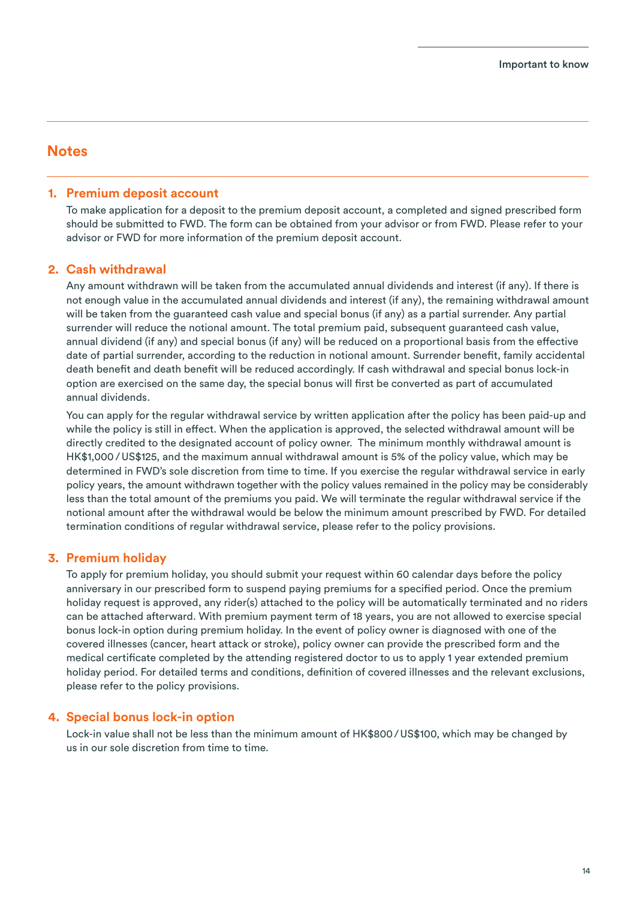## Notes

### 1. Premium deposit account

To make application for a deposit to the premium deposit account, a completed and signed prescribed form should be submitted to FWD. The form can be obtained from your advisor or from FWD. Please refer to your advisor or FWD for more information of the premium deposit account.

### 2. Cash withdrawal

Any amount withdrawn will be taken from the accumulated annual dividends and interest (if any). If there is not enough value in the accumulated annual dividends and interest (if any), the remaining withdrawal amount will be taken from the guaranteed cash value and special bonus (if any) as a partial surrender. Any partial surrender will reduce the notional amount. The total premium paid, subsequent guaranteed cash value, annual dividend (if any) and special bonus (if any) will be reduced on a proportional basis from the effective date of partial surrender, according to the reduction in notional amount. Surrender benefit, family accidental death benefit and death benefit will be reduced accordingly. If cash withdrawal and special bonus lock-in option are exercised on the same day, the special bonus will first be converted as part of accumulated annual dividends.

You can apply for the regular withdrawal service by written application after the policy has been paid-up and while the policy is still in effect. When the application is approved, the selected withdrawal amount will be directly credited to the designated account of policy owner. The minimum monthly withdrawal amount is HK$1,000 / US$125, and the maximum annual withdrawal amount is 5% of the policy value, which may be determined in FWD's sole discretion from time to time. If you exercise the regular withdrawal service in early policy years, the amount withdrawn together with the policy values remained in the policy may be considerably less than the total amount of the premiums you paid. We will terminate the regular withdrawal service if the notional amount after the withdrawal would be below the minimum amount prescribed by FWD. For detailed termination conditions of regular withdrawal service, please refer to the policy provisions.

### 3. Premium holiday

To apply for premium holiday, you should submit your request within 60 calendar days before the policy anniversary in our prescribed form to suspend paying premiums for a specified period. Once the premium holiday request is approved, any rider(s) attached to the policy will be automatically terminated and no riders can be attached afterward. With premium payment term of 18 years, you are not allowed to exercise special bonus lock-in option during premium holiday. In the event of policy owner is diagnosed with one of the covered illnesses (cancer, heart attack or stroke), policy owner can provide the prescribed form and the medical certificate completed by the attending registered doctor to us to apply 1 year extended premium holiday period. For detailed terms and conditions, definition of covered illnesses and the relevant exclusions, please refer to the policy provisions.

### 4. Special bonus lock-in option

Lock-in value shall not be less than the minimum amount of HK$800 / US$100, which may be changed by us in our sole discretion from time to time.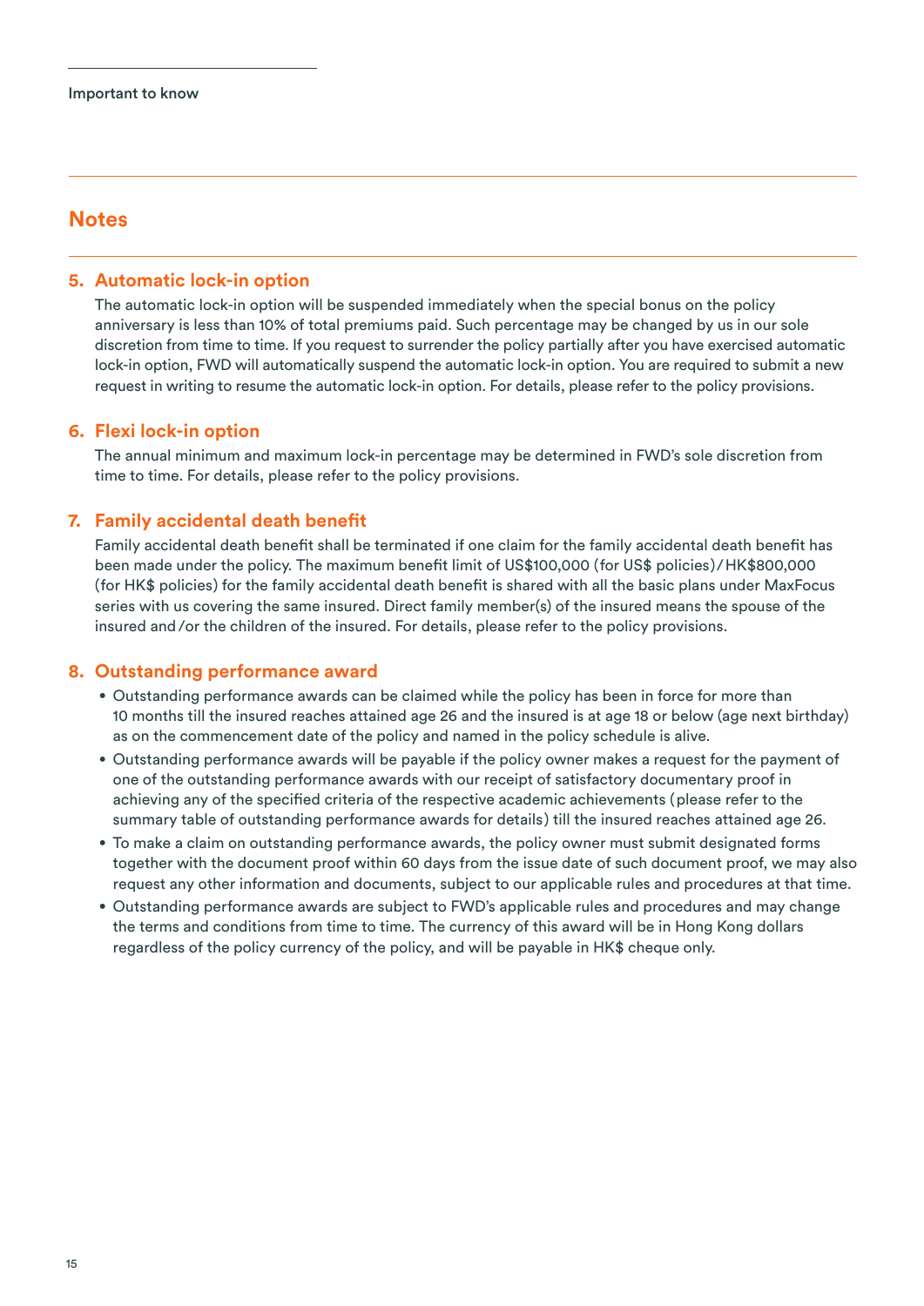## Notes

### 5. Automatic lock-in option

The automatic lock-in option will be suspended immediately when the special bonus on the policy anniversary is less than 10% of total premiums paid. Such percentage may be changed by us in our sole discretion from time to time. If you request to surrender the policy partially after you have exercised automatic lock-in option, FWD will automatically suspend the automatic lock-in option. You are required to submit a new request in writing to resume the automatic lock-in option. For details, please refer to the policy provisions.

### 6. Flexi lock-in option

The annual minimum and maximum lock-in percentage may be determined in FWD's sole discretion from time to time. For details, please refer to the policy provisions.

### 7. Family accidental death benefit

Family accidental death benefit shall be terminated if one claim for the family accidental death benefit has been made under the policy. The maximum benefit limit of US$100,000 (for US$ policies)/HK$800,000 (for HK$ policies) for the family accidental death benefit is shared with all the basic plans under MaxFocus series with us covering the same insured. Direct family member(s) of the insured means the spouse of the insured and/or the children of the insured. For details, please refer to the policy provisions.

### 8. Outstanding performance award

- Outstanding performance awards can be claimed while the policy has been in force for more than 10 months till the insured reaches attained age 26 and the insured is at age 18 or below (age next birthday) as on the commencement date of the policy and named in the policy schedule is alive.
- Outstanding performance awards will be payable if the policy owner makes a request for the payment of one of the outstanding performance awards with our receipt of satisfactory documentary proof in achieving any of the specified criteria of the respective academic achievements (please refer to the summary table of outstanding performance awards for details) till the insured reaches attained age 26.
- To make a claim on outstanding performance awards, the policy owner must submit designated forms together with the document proof within 60 days from the issue date of such document proof, we may also request any other information and documents, subject to our applicable rules and procedures at that time.
- Outstanding performance awards are subject to FWD's applicable rules and procedures and may change the terms and conditions from time to time. The currency of this award will be in Hong Kong dollars regardless of the policy currency of the policy, and will be payable in HK$ cheque only.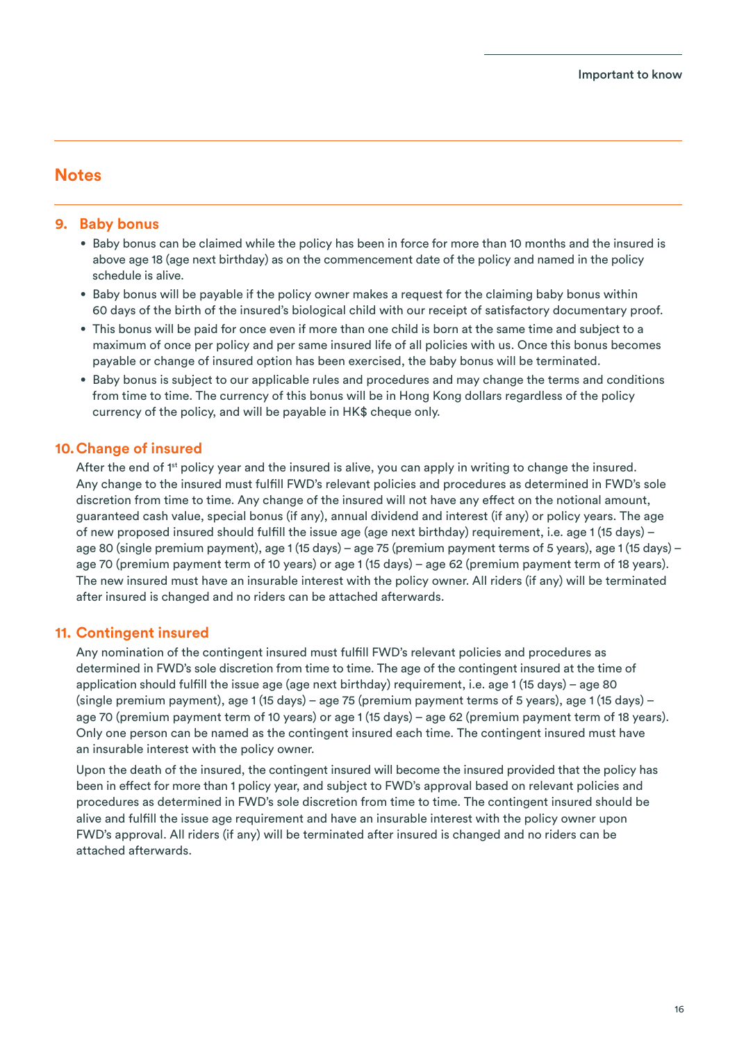## Notes

### 9. Baby bonus

- Baby bonus can be claimed while the policy has been in force for more than 10 months and the insured is above age 18 (age next birthday) as on the commencement date of the policy and named in the policy schedule is alive.
- Baby bonus will be payable if the policy owner makes a request for the claiming baby bonus within 60 days of the birth of the insured's biological child with our receipt of satisfactory documentary proof.
- This bonus will be paid for once even if more than one child is born at the same time and subject to a maximum of once per policy and per same insured life of all policies with us. Once this bonus becomes payable or change of insured option has been exercised, the baby bonus will be terminated.
- Baby bonus is subject to our applicable rules and procedures and may change the terms and conditions from time to time. The currency of this bonus will be in Hong Kong dollars regardless of the policy currency of the policy, and will be payable in HK$ cheque only.

### 10. Change of insured

After the end of 1st policy year and the insured is alive, you can apply in writing to change the insured. Any change to the insured must fulfill FWD's relevant policies and procedures as determined in FWD's sole discretion from time to time. Any change of the insured will not have any effect on the notional amount, guaranteed cash value, special bonus (if any), annual dividend and interest (if any) or policy years. The age of new proposed insured should fulfill the issue age (age next birthday) requirement, i.e. age 1 (15 days) – age 80 (single premium payment), age 1 (15 days) – age 75 (premium payment terms of 5 years), age 1 (15 days) – age 70 (premium payment term of 10 years) or age 1 (15 days) – age 62 (premium payment term of 18 years). The new insured must have an insurable interest with the policy owner. All riders (if any) will be terminated after insured is changed and no riders can be attached afterwards.

### 11. Contingent insured

Any nomination of the contingent insured must fulfill FWD's relevant policies and procedures as determined in FWD's sole discretion from time to time. The age of the contingent insured at the time of application should fulfill the issue age (age next birthday) requirement, i.e. age 1 (15 days) – age 80 (single premium payment), age 1 (15 days) – age 75 (premium payment terms of 5 years), age 1 (15 days) – age 70 (premium payment term of 10 years) or age 1 (15 days) – age 62 (premium payment term of 18 years). Only one person can be named as the contingent insured each time. The contingent insured must have an insurable interest with the policy owner.

Upon the death of the insured, the contingent insured will become the insured provided that the policy has been in effect for more than 1 policy year, and subject to FWD's approval based on relevant policies and procedures as determined in FWD's sole discretion from time to time. The contingent insured should be alive and fulfill the issue age requirement and have an insurable interest with the policy owner upon FWD's approval. All riders (if any) will be terminated after insured is changed and no riders can be attached afterwards.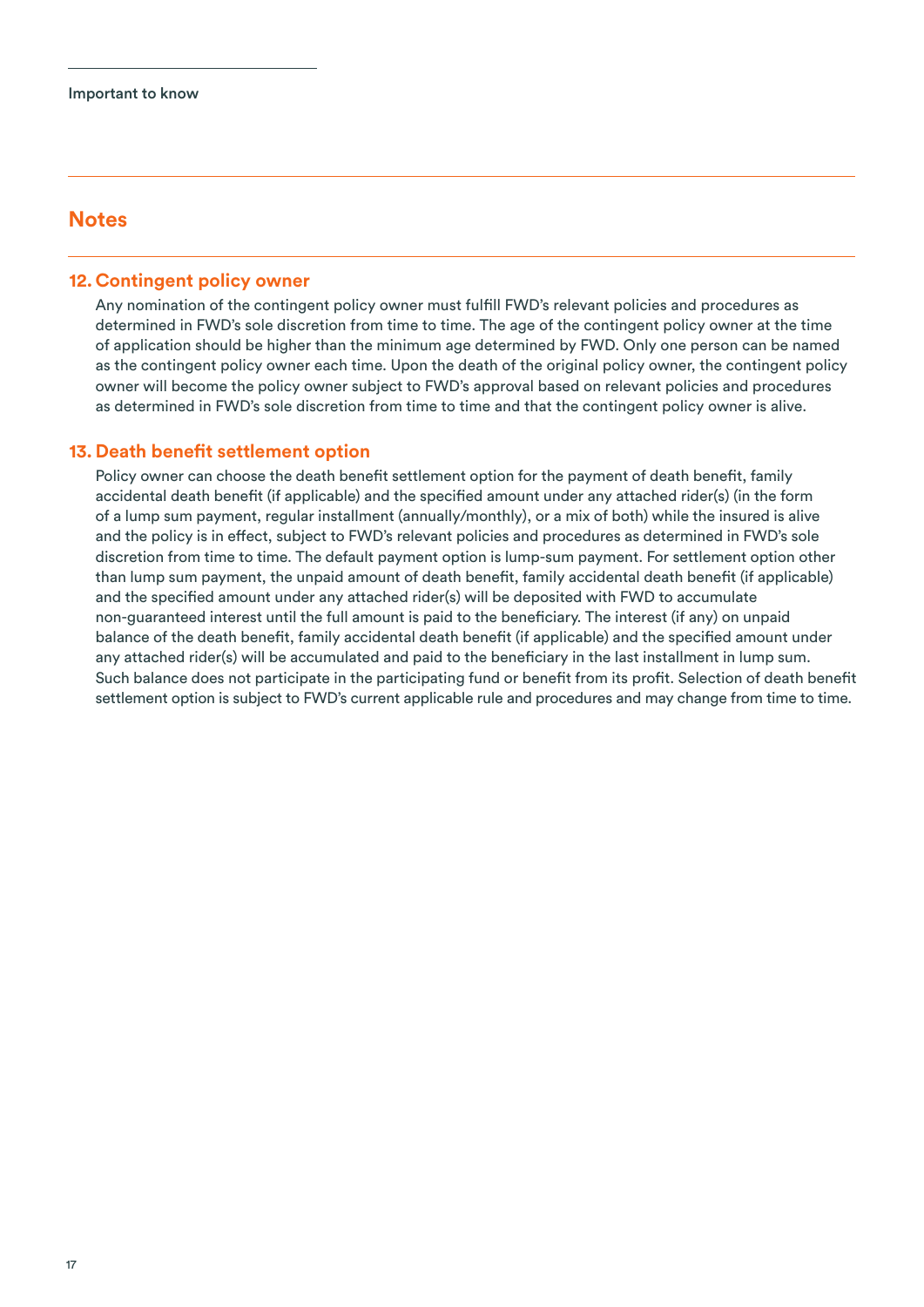Important to know

## Notes

### 12. Contingent policy owner

Any nomination of the contingent policy owner must fulfill FWD's relevant policies and procedures as determined in FWD's sole discretion from time to time. The age of the contingent policy owner at the time of application should be higher than the minimum age determined by FWD. Only one person can be named as the contingent policy owner each time. Upon the death of the original policy owner, the contingent policy owner will become the policy owner subject to FWD's approval based on relevant policies and procedures as determined in FWD's sole discretion from time to time and that the contingent policy owner is alive.

### 13. Death benefit settlement option

Policy owner can choose the death benefit settlement option for the payment of death benefit, family accidental death benefit (if applicable) and the specified amount under any attached rider(s) (in the form of a lump sum payment, regular installment (annually/monthly), or a mix of both) while the insured is alive and the policy is in effect, subject to FWD's relevant policies and procedures as determined in FWD's sole discretion from time to time. The default payment option is lump-sum payment. For settlement option other than lump sum payment, the unpaid amount of death benefit, family accidental death benefit (if applicable) and the specified amount under any attached rider(s) will be deposited with FWD to accumulate non-guaranteed interest until the full amount is paid to the beneficiary. The interest (if any) on unpaid balance of the death benefit, family accidental death benefit (if applicable) and the specified amount under any attached rider(s) will be accumulated and paid to the beneficiary in the last installment in lump sum. Such balance does not participate in the participating fund or benefit from its profit. Selection of death benefit settlement option is subject to FWD's current applicable rule and procedures and may change from time to time.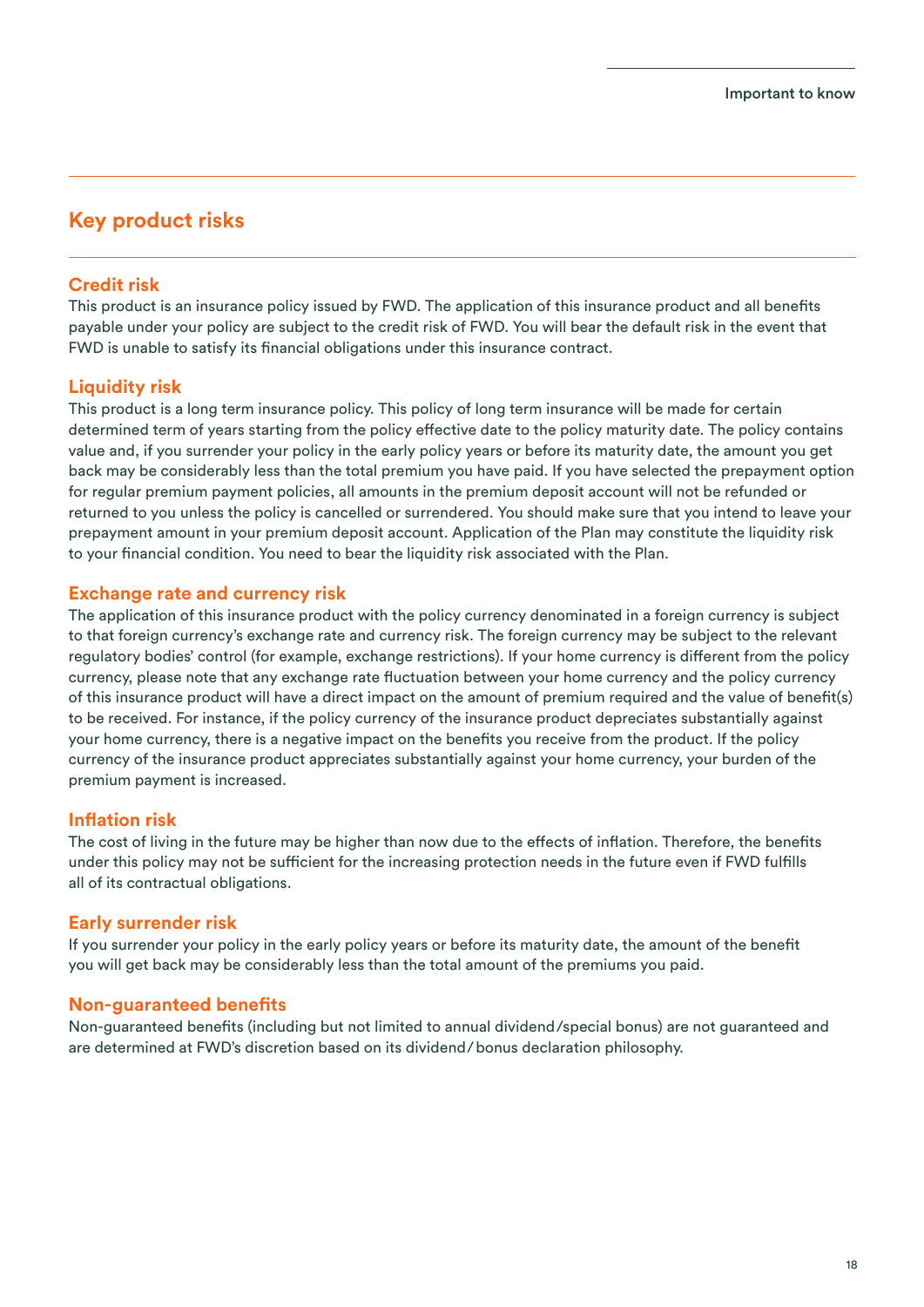## Key product risks

### Credit risk

This product is an insurance policy issued by FWD. The application of this insurance product and all benefits payable under your policy are subject to the credit risk of FWD. You will bear the default risk in the event that FWD is unable to satisfy its financial obligations under this insurance contract.

### Liquidity risk

This product is a long term insurance policy. This policy of long term insurance will be made for certain determined term of years starting from the policy effective date to the policy maturity date. The policy contains value and, if you surrender your policy in the early policy years or before its maturity date, the amount you get back may be considerably less than the total premium you have paid. If you have selected the prepayment option for regular premium payment policies, all amounts in the premium deposit account will not be refunded or returned to you unless the policy is cancelled or surrendered. You should make sure that you intend to leave your prepayment amount in your premium deposit account. Application of the Plan may constitute the liquidity risk to your financial condition. You need to bear the liquidity risk associated with the Plan.

### Exchange rate and currency risk

The application of this insurance product with the policy currency denominated in a foreign currency is subject to that foreign currency's exchange rate and currency risk. The foreign currency may be subject to the relevant regulatory bodies' control (for example, exchange restrictions). If your home currency is different from the policy currency, please note that any exchange rate fluctuation between your home currency and the policy currency of this insurance product will have a direct impact on the amount of premium required and the value of benefit(s) to be received. For instance, if the policy currency of the insurance product depreciates substantially against your home currency, there is a negative impact on the benefits you receive from the product. If the policy currency of the insurance product appreciates substantially against your home currency, your burden of the premium payment is increased.

### Inflation risk

The cost of living in the future may be higher than now due to the effects of inflation. Therefore, the benefits under this policy may not be sufficient for the increasing protection needs in the future even if FWD fulfills all of its contractual obligations.

### Early surrender risk

If you surrender your policy in the early policy years or before its maturity date, the amount of the benefit you will get back may be considerably less than the total amount of the premiums you paid.

### Non-guaranteed benefits

Non-guaranteed benefits (including but not limited to annual dividend/special bonus) are not guaranteed and are determined at FWD's discretion based on its dividend/bonus declaration philosophy.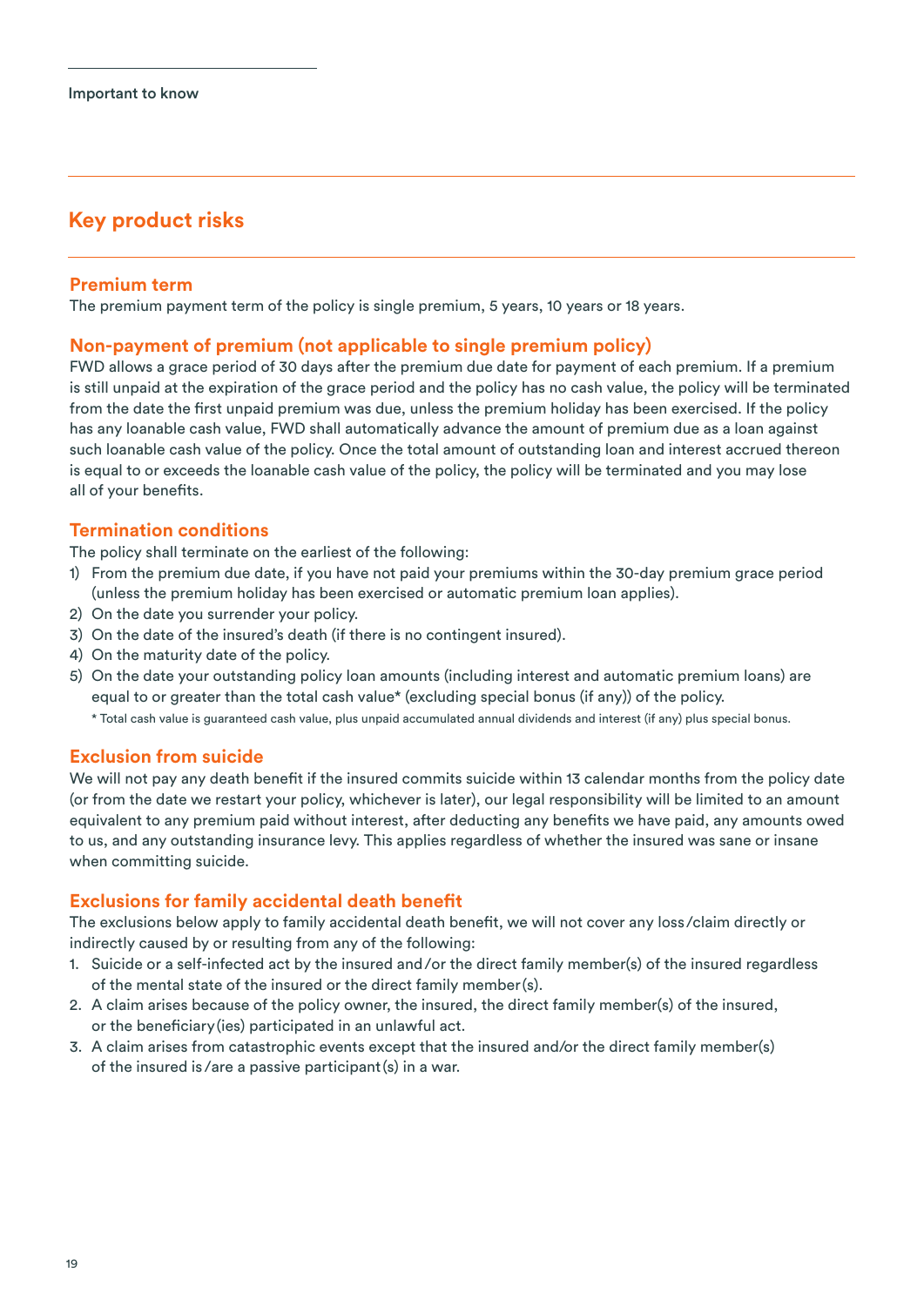Important to know

## Key product risks

### Premium term

The premium payment term of the policy is single premium, 5 years, 10 years or 18 years.

### Non-payment of premium (not applicable to single premium policy)

FWD allows a grace period of 30 days after the premium due date for payment of each premium. If a premium is still unpaid at the expiration of the grace period and the policy has no cash value, the policy will be terminated from the date the first unpaid premium was due, unless the premium holiday has been exercised. If the policy has any loanable cash value, FWD shall automatically advance the amount of premium due as a loan against such loanable cash value of the policy. Once the total amount of outstanding loan and interest accrued thereon is equal to or exceeds the loanable cash value of the policy, the policy will be terminated and you may lose all of your benefits.

### Termination conditions

The policy shall terminate on the earliest of the following:

1) From the premium due date, if you have not paid your premiums within the 30-day premium grace period (unless the premium holiday has been exercised or automatic premium loan applies).
2) On the date you surrender your policy.
3) On the date of the insured's death (if there is no contingent insured).
4) On the maturity date of the policy.
5) On the date your outstanding policy loan amounts (including interest and automatic premium loans) are equal to or greater than the total cash value* (excluding special bonus (if any)) of the policy.

\* Total cash value is guaranteed cash value, plus unpaid accumulated annual dividends and interest (if any) plus special bonus.

### Exclusion from suicide

We will not pay any death benefit if the insured commits suicide within 13 calendar months from the policy date (or from the date we restart your policy, whichever is later), our legal responsibility will be limited to an amount equivalent to any premium paid without interest, after deducting any benefits we have paid, any amounts owed to us, and any outstanding insurance levy. This applies regardless of whether the insured was sane or insane when committing suicide.

### Exclusions for family accidental death benefit

The exclusions below apply to family accidental death benefit, we will not cover any loss/claim directly or indirectly caused by or resulting from any of the following:

1. Suicide or a self-infected act by the insured and/or the direct family member(s) of the insured regardless of the mental state of the insured or the direct family member(s).
2. A claim arises because of the policy owner, the insured, the direct family member(s) of the insured, or the beneficiary(ies) participated in an unlawful act.
3. A claim arises from catastrophic events except that the insured and/or the direct family member(s) of the insured is/are a passive participant(s) in a war.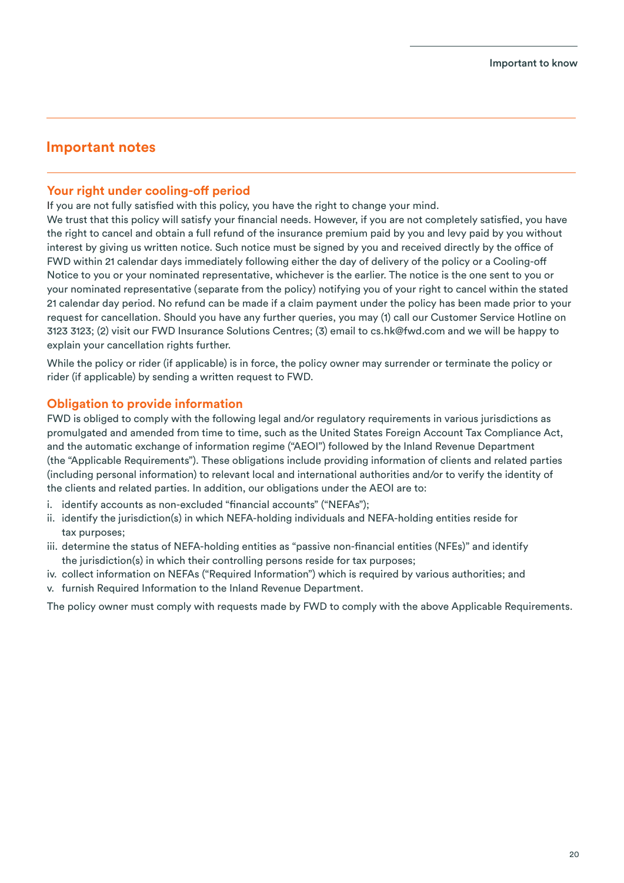# Important notes

## Your right under cooling-off period

If you are not fully satisfied with this policy, you have the right to change your mind.
We trust that this policy will satisfy your financial needs. However, if you are not completely satisfied, you have the right to cancel and obtain a full refund of the insurance premium paid by you and levy paid by you without interest by giving us written notice. Such notice must be signed by you and received directly by the office of FWD within 21 calendar days immediately following either the day of delivery of the policy or a Cooling-off Notice to you or your nominated representative, whichever is the earlier. The notice is the one sent to you or your nominated representative (separate from the policy) notifying you of your right to cancel within the stated 21 calendar day period. No refund can be made if a claim payment under the policy has been made prior to your request for cancellation. Should you have any further queries, you may (1) call our Customer Service Hotline on 3123 3123; (2) visit our FWD Insurance Solutions Centres; (3) email to cs.hk@fwd.com and we will be happy to explain your cancellation rights further.

While the policy or rider (if applicable) is in force, the policy owner may surrender or terminate the policy or rider (if applicable) by sending a written request to FWD.

## Obligation to provide information

FWD is obliged to comply with the following legal and/or regulatory requirements in various jurisdictions as promulgated and amended from time to time, such as the United States Foreign Account Tax Compliance Act, and the automatic exchange of information regime ("AEOI") followed by the Inland Revenue Department (the "Applicable Requirements"). These obligations include providing information of clients and related parties (including personal information) to relevant local and international authorities and/or to verify the identity of the clients and related parties. In addition, our obligations under the AEOI are to:

i. identify accounts as non-excluded "financial accounts" ("NEFAs");
ii. identify the jurisdiction(s) in which NEFA-holding individuals and NEFA-holding entities reside for tax purposes;
iii. determine the status of NEFA-holding entities as "passive non-financial entities (NFEs)" and identify the jurisdiction(s) in which their controlling persons reside for tax purposes;
iv. collect information on NEFAs ("Required Information") which is required by various authorities; and
v. furnish Required Information to the Inland Revenue Department.

The policy owner must comply with requests made by FWD to comply with the above Applicable Requirements.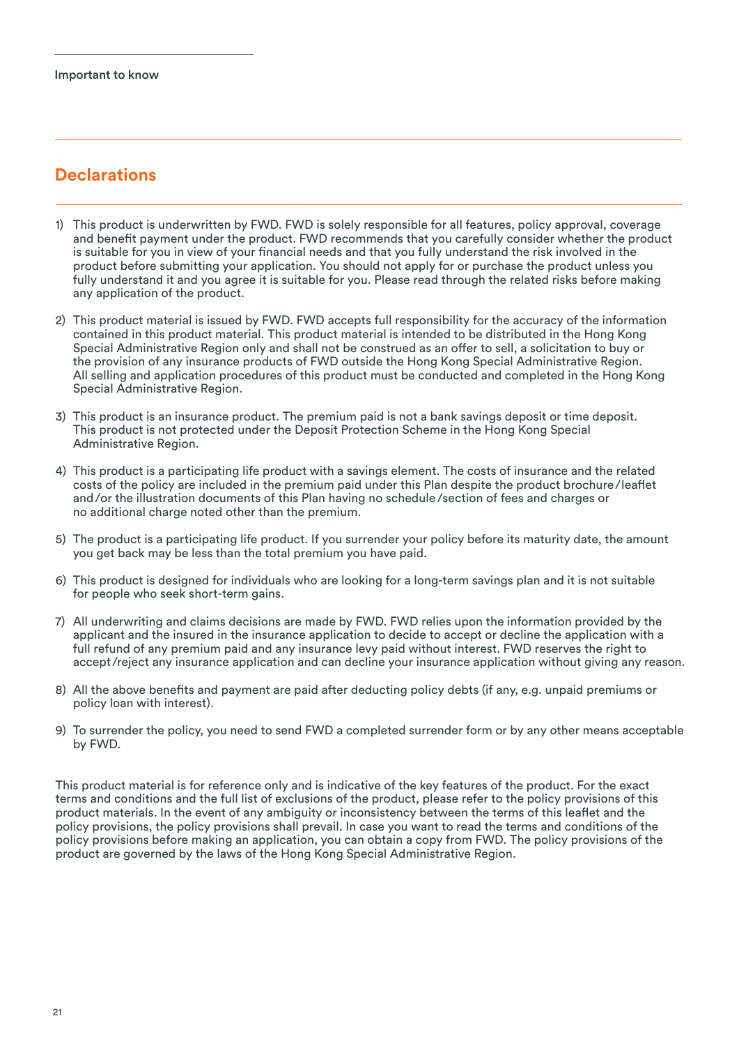Important to know

## Declarations

1) This product is underwritten by FWD. FWD is solely responsible for all features, policy approval, coverage and benefit payment under the product. FWD recommends that you carefully consider whether the product is suitable for you in view of your financial needs and that you fully understand the risk involved in the product before submitting your application. You should not apply for or purchase the product unless you fully understand it and you agree it is suitable for you. Please read through the related risks before making any application of the product.

2) This product material is issued by FWD. FWD accepts full responsibility for the accuracy of the information contained in this product material. This product material is intended to be distributed in the Hong Kong Special Administrative Region only and shall not be construed as an offer to sell, a solicitation to buy or the provision of any insurance products of FWD outside the Hong Kong Special Administrative Region. All selling and application procedures of this product must be conducted and completed in the Hong Kong Special Administrative Region.

3) This product is an insurance product. The premium paid is not a bank savings deposit or time deposit. This product is not protected under the Deposit Protection Scheme in the Hong Kong Special Administrative Region.

4) This product is a participating life product with a savings element. The costs of insurance and the related costs of the policy are included in the premium paid under this Plan despite the product brochure/leaflet and/or the illustration documents of this Plan having no schedule/section of fees and charges or no additional charge noted other than the premium.

5) The product is a participating life product. If you surrender your policy before its maturity date, the amount you get back may be less than the total premium you have paid.

6) This product is designed for individuals who are looking for a long-term savings plan and it is not suitable for people who seek short-term gains.

7) All underwriting and claims decisions are made by FWD. FWD relies upon the information provided by the applicant and the insured in the insurance application to decide to accept or decline the application with a full refund of any premium paid and any insurance levy paid without interest. FWD reserves the right to accept/reject any insurance application and can decline your insurance application without giving any reason.

8) All the above benefits and payment are paid after deducting policy debts (if any, e.g. unpaid premiums or policy loan with interest).

9) To surrender the policy, you need to send FWD a completed surrender form or by any other means acceptable by FWD.

This product material is for reference only and is indicative of the key features of the product. For the exact terms and conditions and the full list of exclusions of the product, please refer to the policy provisions of this product materials. In the event of any ambiguity or inconsistency between the terms of this leaflet and the policy provisions, the policy provisions shall prevail. In case you want to read the terms and conditions of the policy provisions before making an application, you can obtain a copy from FWD. The policy provisions of the product are governed by the laws of the Hong Kong Special Administrative Region.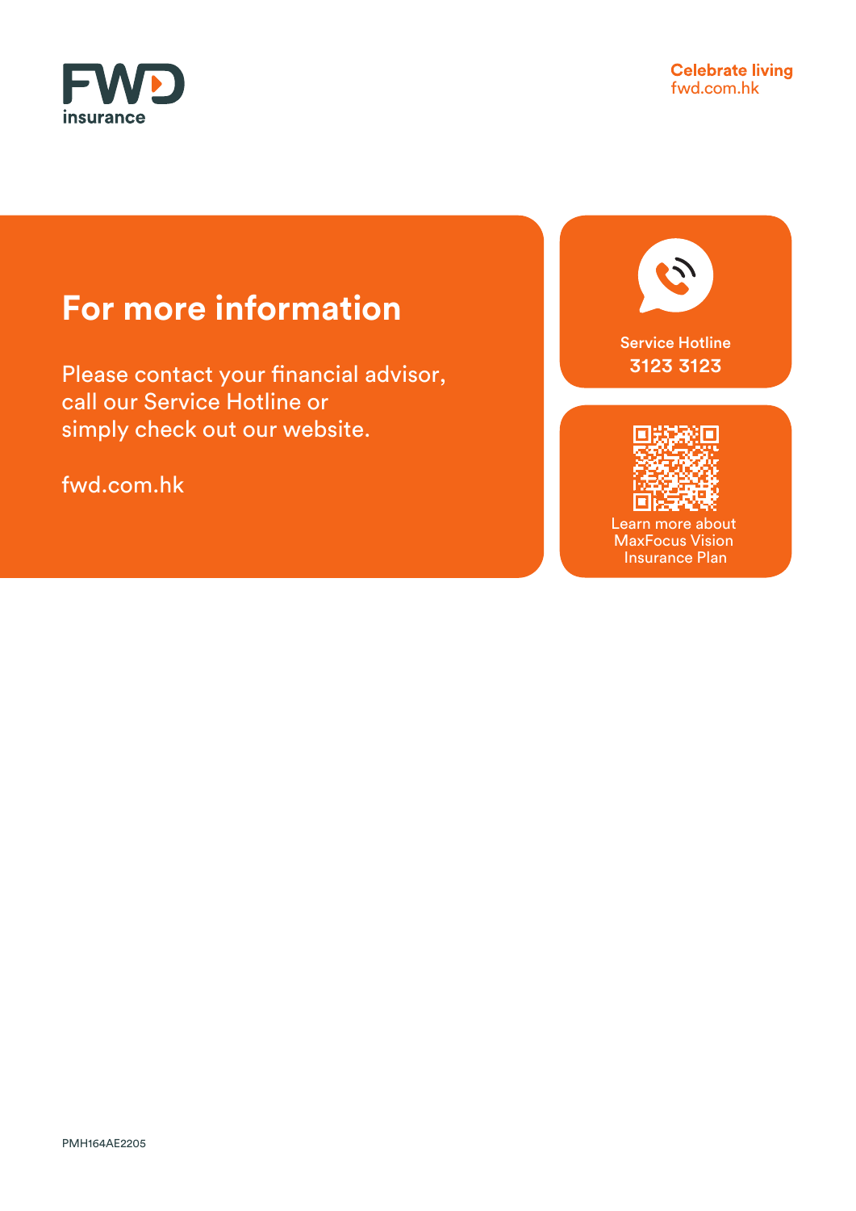FWD insurance

Celebrate living
fwd.com.hk

# For more information

Please contact your financial advisor, call our Service Hotline or simply check out our website.

fwd.com.hk

Service Hotline
**3123 3123**

Learn more about MaxFocus Vision Insurance Plan

PMH164AE2205